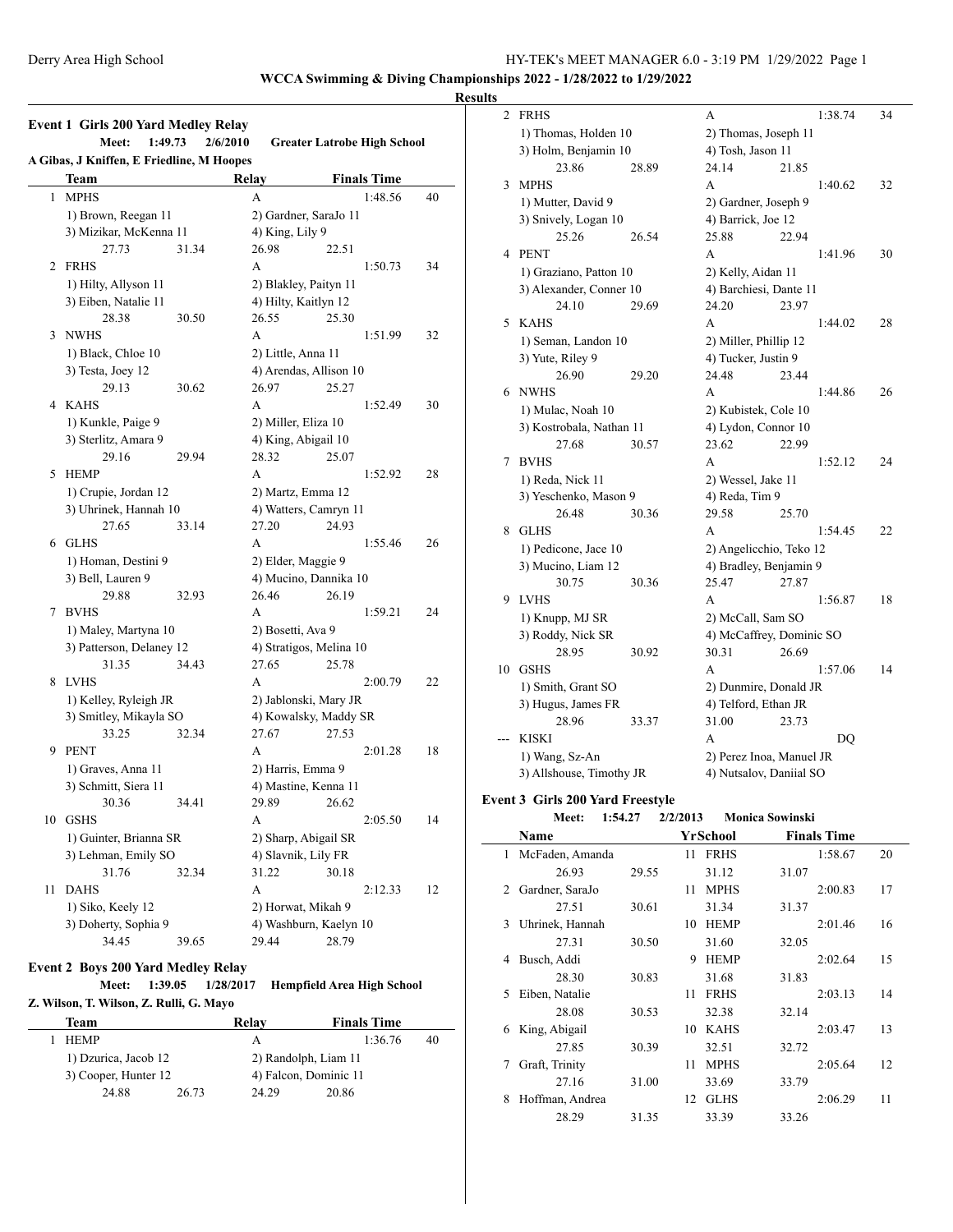## WCCA Swimming & Diving Championships 2022 - 1/28/2022 to 1/29/2022

### Results

### Event 1 Girls 200 Yard Medley Relay

**Meet: 1:49.73 2/6/2010 Greater Latrobe High School**
**A Gibas, J Kniffen, E Friedline, M Hoopes**

| | Team | Relay | Finals Time | |
|---|---|---|---|---|
| 1 | MPHS | A | 1:48.56 | 40 |
| | 1) Brown, Reegan 11 | 2) Gardner, SaraJo 11 | | |
| | 3) Mizikar, McKenna 11 | 4) King, Lily 9 | | |
| | 27.73 31.34 | 26.98 22.51 | | |
| 2 | FRHS | A | 1:50.73 | 34 |
| | 1) Hilty, Allyson 11 | 2) Blakley, Paityn 11 | | |
| | 3) Eiben, Natalie 11 | 4) Hilty, Kaitlyn 12 | | |
| | 28.38 30.50 | 26.55 25.30 | | |
| 3 | NWHS | A | 1:51.99 | 32 |
| | 1) Black, Chloe 10 | 2) Little, Anna 11 | | |
| | 3) Testa, Joey 12 | 4) Arendas, Allison 10 | | |
| | 29.13 30.62 | 26.97 25.27 | | |
| 4 | KAHS | A | 1:52.49 | 30 |
| | 1) Kunkle, Paige 9 | 2) Miller, Eliza 10 | | |
| | 3) Sterlitz, Amara 9 | 4) King, Abigail 10 | | |
| | 29.16 29.94 | 28.32 25.07 | | |
| 5 | HEMP | A | 1:52.92 | 28 |
| | 1) Crupie, Jordan 12 | 2) Martz, Emma 12 | | |
| | 3) Uhrinek, Hannah 10 | 4) Watters, Camryn 11 | | |
| | 27.65 33.14 | 27.20 24.93 | | |
| 6 | GLHS | A | 1:55.46 | 26 |
| | 1) Homan, Destini 9 | 2) Elder, Maggie 9 | | |
| | 3) Bell, Lauren 9 | 4) Mucino, Dannika 10 | | |
| | 29.88 32.93 | 26.46 26.19 | | |
| 7 | BVHS | A | 1:59.21 | 24 |
| | 1) Maley, Martyna 10 | 2) Bosetti, Ava 9 | | |
| | 3) Patterson, Delaney 12 | 4) Stratigos, Melina 10 | | |
| | 31.35 34.43 | 27.65 25.78 | | |
| 8 | LVHS | A | 2:00.79 | 22 |
| | 1) Kelley, Ryleigh JR | 2) Jablonski, Mary JR | | |
| | 3) Smitley, Mikayla SO | 4) Kowalsky, Maddy SR | | |
| | 33.25 32.34 | 27.67 27.53 | | |
| 9 | PENT | A | 2:01.28 | 18 |
| | 1) Graves, Anna 11 | 2) Harris, Emma 9 | | |
| | 3) Schmitt, Siera 11 | 4) Mastine, Kenna 11 | | |
| | 30.36 34.41 | 29.89 26.62 | | |
| 10 | GSHS | A | 2:05.50 | 14 |
| | 1) Guinter, Brianna SR | 2) Sharp, Abigail SR | | |
| | 3) Lehman, Emily SO | 4) Slavnik, Lily FR | | |
| | 31.76 32.34 | 31.22 30.18 | | |
| 11 | DAHS | A | 2:12.33 | 12 |
| | 1) Siko, Keely 12 | 2) Horwat, Mikah 9 | | |
| | 3) Doherty, Sophia 9 | 4) Washburn, Kaelyn 10 | | |
| | 34.45 39.65 | 29.44 28.79 | | |

### Event 2 Boys 200 Yard Medley Relay

**Meet: 1:39.05 1/28/2017 Hempfield Area High School**
**Z. Wilson, T. Wilson, Z. Rulli, G. Mayo**

| | Team | Relay | Finals Time | |
|---|---|---|---|---|
| 1 | HEMP | A | 1:36.76 | 40 |
| | 1) Dzurica, Jacob 12 | 2) Randolph, Liam 11 | | |
| | 3) Cooper, Hunter 12 | 4) Falcon, Dominic 11 | | |
| | 24.88 26.73 | 24.29 20.86 | | |
| 2 | FRHS | A | 1:38.74 | 34 |
| | 1) Thomas, Holden 10 | 2) Thomas, Joseph 11 | | |
| | 3) Holm, Benjamin 10 | 4) Tosh, Jason 11 | | |
| | 23.86 28.89 | 24.14 21.85 | | |
| 3 | MPHS | A | 1:40.62 | 32 |
| | 1) Mutter, David 9 | 2) Gardner, Joseph 9 | | |
| | 3) Snively, Logan 10 | 4) Barrick, Joe 12 | | |
| | 25.26 26.54 | 25.88 22.94 | | |
| 4 | PENT | A | 1:41.96 | 30 |
| | 1) Graziano, Patton 10 | 2) Kelly, Aidan 11 | | |
| | 3) Alexander, Conner 10 | 4) Barchiesi, Dante 11 | | |
| | 24.10 29.69 | 24.20 23.97 | | |
| 5 | KAHS | A | 1:44.02 | 28 |
| | 1) Seman, Landon 10 | 2) Miller, Phillip 12 | | |
| | 3) Yute, Riley 9 | 4) Tucker, Justin 9 | | |
| | 26.90 29.20 | 24.48 23.44 | | |
| 6 | NWHS | A | 1:44.86 | 26 |
| | 1) Mulac, Noah 10 | 2) Kubistek, Cole 10 | | |
| | 3) Kostrobala, Nathan 11 | 4) Lydon, Connor 10 | | |
| | 27.68 30.57 | 23.62 22.99 | | |
| 7 | BVHS | A | 1:52.12 | 24 |
| | 1) Reda, Nick 11 | 2) Wessel, Jake 11 | | |
| | 3) Yeschenko, Mason 9 | 4) Reda, Tim 9 | | |
| | 26.48 30.36 | 29.58 25.70 | | |
| 8 | GLHS | A | 1:54.45 | 22 |
| | 1) Pedicone, Jace 10 | 2) Angelicchio, Teko 12 | | |
| | 3) Mucino, Liam 12 | 4) Bradley, Benjamin 9 | | |
| | 30.75 30.36 | 25.47 27.87 | | |
| 9 | LVHS | A | 1:56.87 | 18 |
| | 1) Knupp, MJ SR | 2) McCall, Sam SO | | |
| | 3) Roddy, Nick SR | 4) McCaffrey, Dominic SO | | |
| | 28.95 30.92 | 30.31 26.69 | | |
| 10 | GSHS | A | 1:57.06 | 14 |
| | 1) Smith, Grant SO | 2) Dunmire, Donald JR | | |
| | 3) Hugus, James FR | 4) Telford, Ethan JR | | |
| | 28.96 33.37 | 31.00 23.73 | | |
| --- | KISKI | A | DQ | |
| | 1) Wang, Sz-An | 2) Perez Inoa, Manuel JR | | |
| | 3) Allshouse, Timothy JR | 4) Nutsalov, Daniial SO | | |

### Event 3 Girls 200 Yard Freestyle

**Meet: 1:54.27 2/2/2013 Monica Sowinski**

| | Name | Yr | School | Finals Time | |
|---|---|---|---|---|---|
| 1 | McFaden, Amanda | 11 | FRHS | 1:58.67 | 20 |
| | 26.93 29.55 | | 31.12 | 31.07 | |
| 2 | Gardner, SaraJo | 11 | MPHS | 2:00.83 | 17 |
| | 27.51 30.61 | | 31.34 | 31.37 | |
| 3 | Uhrinek, Hannah | 10 | HEMP | 2:01.46 | 16 |
| | 27.31 30.50 | | 31.60 | 32.05 | |
| 4 | Busch, Addi | 9 | HEMP | 2:02.64 | 15 |
| | 28.30 30.83 | | 31.68 | 31.83 | |
| 5 | Eiben, Natalie | 11 | FRHS | 2:03.13 | 14 |
| | 28.08 30.53 | | 32.38 | 32.14 | |
| 6 | King, Abigail | 10 | KAHS | 2:03.47 | 13 |
| | 27.85 30.39 | | 32.51 | 32.72 | |
| 7 | Graft, Trinity | 11 | MPHS | 2:05.64 | 12 |
| | 27.16 31.00 | | 33.69 | 33.79 | |
| 8 | Hoffman, Andrea | 12 | GLHS | 2:06.29 | 11 |
| | 28.29 31.35 | | 33.39 | 33.26 | |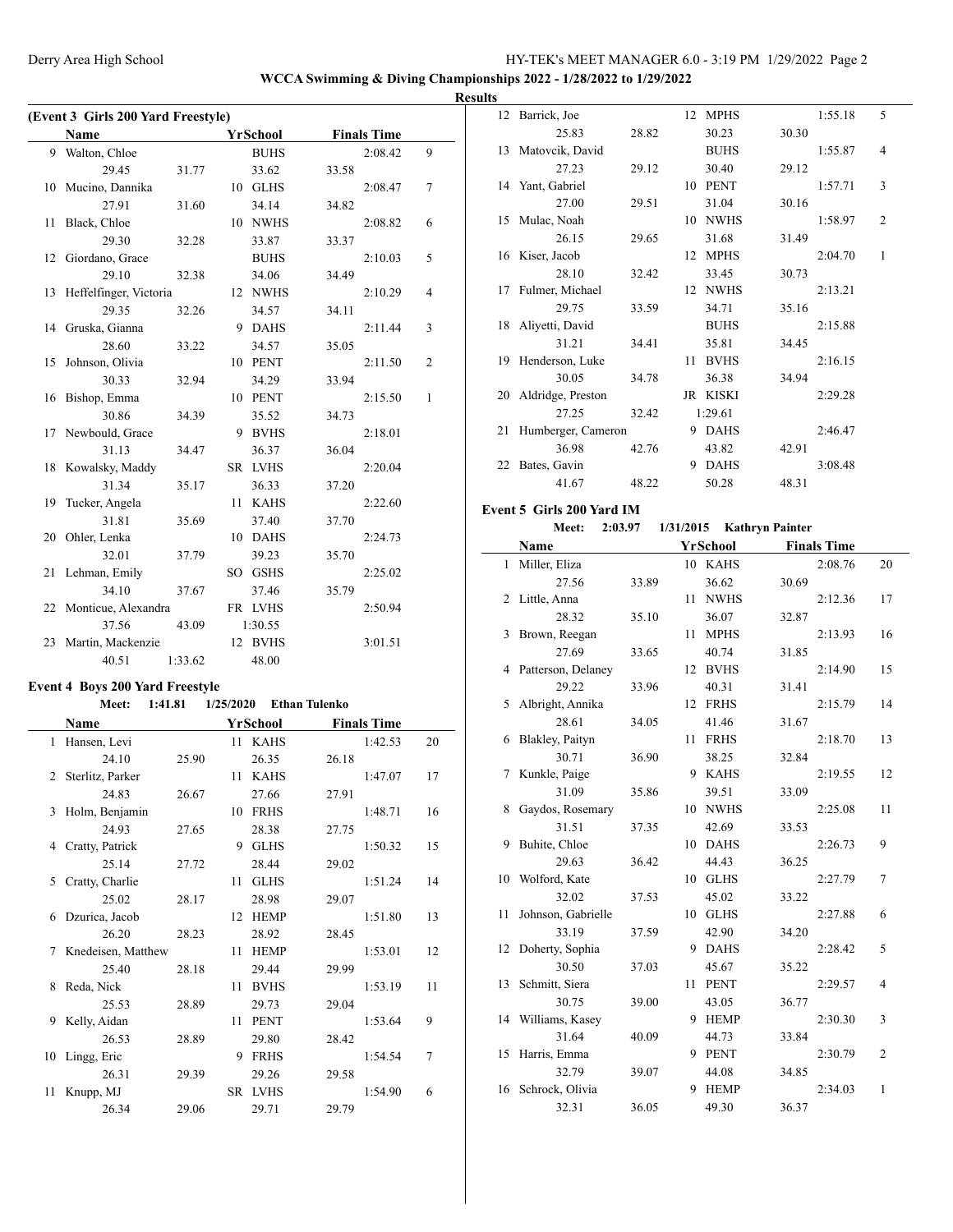**WCCA Swimming & Diving Championships 2022 - 1/28/2022 to 1/29/2022**

**Results**

### (Event 3 Girls 200 Yard Freestyle)

| | Name | Yr | School | Finals Time | Points |
|---|---|---|---|---|---|
| 9 | Walton, Chloe | | BUHS | 2:08.42 | 9 |
| | 29.45 | 31.77 | 33.62 | 33.58 | |
| 10 | Mucino, Dannika | 10 | GLHS | 2:08.47 | 7 |
| | 27.91 | 31.60 | 34.14 | 34.82 | |
| 11 | Black, Chloe | 10 | NWHS | 2:08.82 | 6 |
| | 29.30 | 32.28 | 33.87 | 33.37 | |
| 12 | Giordano, Grace | | BUHS | 2:10.03 | 5 |
| | 29.10 | 32.38 | 34.06 | 34.49 | |
| 13 | Heffelfinger, Victoria | 12 | NWHS | 2:10.29 | 4 |
| | 29.35 | 32.26 | 34.57 | 34.11 | |
| 14 | Gruska, Gianna | 9 | DAHS | 2:11.44 | 3 |
| | 28.60 | 33.22 | 34.57 | 35.05 | |
| 15 | Johnson, Olivia | 10 | PENT | 2:11.50 | 2 |
| | 30.33 | 32.94 | 34.29 | 33.94 | |
| 16 | Bishop, Emma | 10 | PENT | 2:15.50 | 1 |
| | 30.86 | 34.39 | 35.52 | 34.73 | |
| 17 | Newbould, Grace | 9 | BVHS | 2:18.01 | |
| | 31.13 | 34.47 | 36.37 | 36.04 | |
| 18 | Kowalsky, Maddy | SR | LVHS | 2:20.04 | |
| | 31.34 | 35.17 | 36.33 | 37.20 | |
| 19 | Tucker, Angela | 11 | KAHS | 2:22.60 | |
| | 31.81 | 35.69 | 37.40 | 37.70 | |
| 20 | Ohler, Lenka | 10 | DAHS | 2:24.73 | |
| | 32.01 | 37.79 | 39.23 | 35.70 | |
| 21 | Lehman, Emily | SO | GSHS | 2:25.02 | |
| | 34.10 | 37.67 | 37.46 | 35.79 | |
| 22 | Monticue, Alexandra | FR | LVHS | 2:50.94 | |
| | 37.56 | 43.09 | 1:30.55 | | |
| 23 | Martin, Mackenzie | 12 | BVHS | 3:01.51 | |
| | 40.51 | 1:33.62 | 48.00 | | |

### Event 4 Boys 200 Yard Freestyle

Meet: 1:41.81 1/25/2020 Ethan Tulenko

| | Name | Yr | School | Finals Time | Points |
|---|---|---|---|---|---|
| 1 | Hansen, Levi | 11 | KAHS | 1:42.53 | 20 |
| | 24.10 | 25.90 | 26.35 | 26.18 | |
| 2 | Sterlitz, Parker | 11 | KAHS | 1:47.07 | 17 |
| | 24.83 | 26.67 | 27.66 | 27.91 | |
| 3 | Holm, Benjamin | 10 | FRHS | 1:48.71 | 16 |
| | 24.93 | 27.65 | 28.38 | 27.75 | |
| 4 | Cratty, Patrick | 9 | GLHS | 1:50.32 | 15 |
| | 25.14 | 27.72 | 28.44 | 29.02 | |
| 5 | Cratty, Charlie | 11 | GLHS | 1:51.24 | 14 |
| | 25.02 | 28.17 | 28.98 | 29.07 | |
| 6 | Dzurica, Jacob | 12 | HEMP | 1:51.80 | 13 |
| | 26.20 | 28.23 | 28.92 | 28.45 | |
| 7 | Knedeisen, Matthew | 11 | HEMP | 1:53.01 | 12 |
| | 25.40 | 28.18 | 29.44 | 29.99 | |
| 8 | Reda, Nick | 11 | BVHS | 1:53.19 | 11 |
| | 25.53 | 28.89 | 29.73 | 29.04 | |
| 9 | Kelly, Aidan | 11 | PENT | 1:53.64 | 9 |
| | 26.53 | 28.89 | 29.80 | 28.42 | |
| 10 | Lingg, Eric | 9 | FRHS | 1:54.54 | 7 |
| | 26.31 | 29.39 | 29.26 | 29.58 | |
| 11 | Knupp, MJ | SR | LVHS | 1:54.90 | 6 |
| | 26.34 | 29.06 | 29.71 | 29.79 | |
| 12 | Barrick, Joe | 12 | MPHS | 1:55.18 | 5 |
| | 25.83 | 28.82 | 30.23 | 30.30 | |
| 13 | Matovcik, David | | BUHS | 1:55.87 | 4 |
| | 27.23 | 29.12 | 30.40 | 29.12 | |
| 14 | Yant, Gabriel | 10 | PENT | 1:57.71 | 3 |
| | 27.00 | 29.51 | 31.04 | 30.16 | |
| 15 | Mulac, Noah | 10 | NWHS | 1:58.97 | 2 |
| | 26.15 | 29.65 | 31.68 | 31.49 | |
| 16 | Kiser, Jacob | 12 | MPHS | 2:04.70 | 1 |
| | 28.10 | 32.42 | 33.45 | 30.73 | |
| 17 | Fulmer, Michael | 12 | NWHS | 2:13.21 | |
| | 29.75 | 33.59 | 34.71 | 35.16 | |
| 18 | Aliyetti, David | | BUHS | 2:15.88 | |
| | 31.21 | 34.41 | 35.81 | 34.45 | |
| 19 | Henderson, Luke | 11 | BVHS | 2:16.15 | |
| | 30.05 | 34.78 | 36.38 | 34.94 | |
| 20 | Aldridge, Preston | JR | KISKI | 2:29.28 | |
| | 27.25 | 32.42 | 1:29.61 | | |
| 21 | Humberger, Cameron | 9 | DAHS | 2:46.47 | |
| | 36.98 | 42.76 | 43.82 | 42.91 | |
| 22 | Bates, Gavin | 9 | DAHS | 3:08.48 | |
| | 41.67 | 48.22 | 50.28 | 48.31 | |

### Event 5 Girls 200 Yard IM

Meet: 2:03.97 1/31/2015 Kathryn Painter

| | Name | Yr | School | Finals Time | Points |
|---|---|---|---|---|---|
| 1 | Miller, Eliza | 10 | KAHS | 2:08.76 | 20 |
| | 27.56 | 33.89 | 36.62 | 30.69 | |
| 2 | Little, Anna | 11 | NWHS | 2:12.36 | 17 |
| | 28.32 | 35.10 | 36.07 | 32.87 | |
| 3 | Brown, Reegan | 11 | MPHS | 2:13.93 | 16 |
| | 27.69 | 33.65 | 40.74 | 31.85 | |
| 4 | Patterson, Delaney | 12 | BVHS | 2:14.90 | 15 |
| | 29.22 | 33.96 | 40.31 | 31.41 | |
| 5 | Albright, Annika | 12 | FRHS | 2:15.79 | 14 |
| | 28.61 | 34.05 | 41.46 | 31.67 | |
| 6 | Blakley, Paityn | 11 | FRHS | 2:18.70 | 13 |
| | 30.71 | 36.90 | 38.25 | 32.84 | |
| 7 | Kunkle, Paige | 9 | KAHS | 2:19.55 | 12 |
| | 31.09 | 35.86 | 39.51 | 33.09 | |
| 8 | Gaydos, Rosemary | 10 | NWHS | 2:25.08 | 11 |
| | 31.51 | 37.35 | 42.69 | 33.53 | |
| 9 | Buhite, Chloe | 10 | DAHS | 2:26.73 | 9 |
| | 29.63 | 36.42 | 44.43 | 36.25 | |
| 10 | Wolford, Kate | 10 | GLHS | 2:27.79 | 7 |
| | 32.02 | 37.53 | 45.02 | 33.22 | |
| 11 | Johnson, Gabrielle | 10 | GLHS | 2:27.88 | 6 |
| | 33.19 | 37.59 | 42.90 | 34.20 | |
| 12 | Doherty, Sophia | 9 | DAHS | 2:28.42 | 5 |
| | 30.50 | 37.03 | 45.67 | 35.22 | |
| 13 | Schmitt, Siera | 11 | PENT | 2:29.57 | 4 |
| | 30.75 | 39.00 | 43.05 | 36.77 | |
| 14 | Williams, Kasey | 9 | HEMP | 2:30.30 | 3 |
| | 31.64 | 40.09 | 44.73 | 33.84 | |
| 15 | Harris, Emma | 9 | PENT | 2:30.79 | 2 |
| | 32.79 | 39.07 | 44.08 | 34.85 | |
| 16 | Schrock, Olivia | 9 | HEMP | 2:34.03 | 1 |
| | 32.31 | 36.05 | 49.30 | 36.37 | |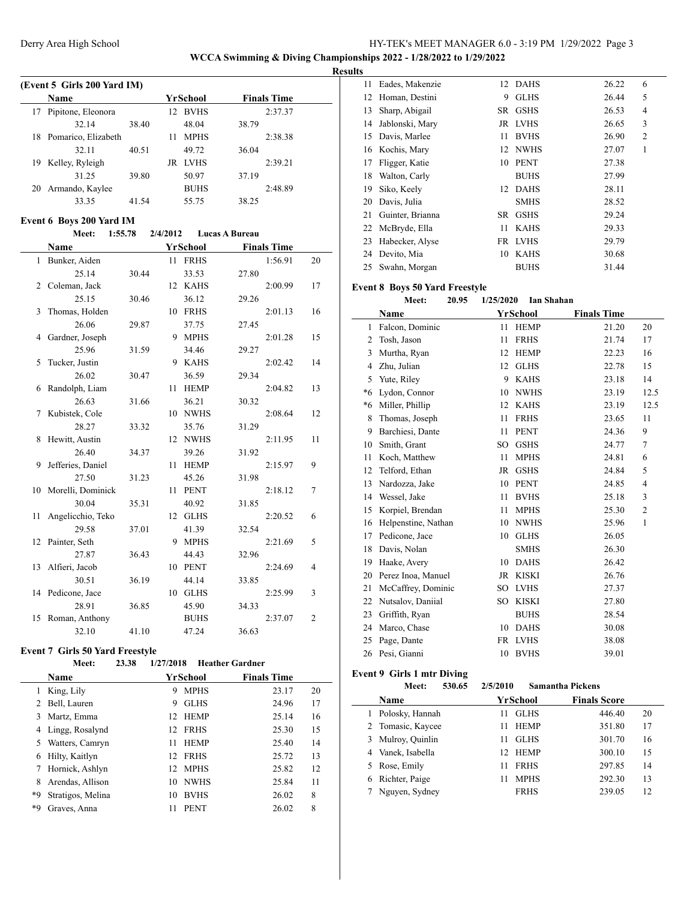## WCCA Swimming & Diving Championships 2022 - 1/28/2022 to 1/29/2022

### Results

**(Event 5 Girls 200 Yard IM)**

| | Name | Yr | School | | Finals Time | |
|---|---|---|---|---|---|---|
| 17 | Pipitone, Eleonora | 12 | BVHS | | 2:37.37 | |
| | 32.14 | 38.40 | 48.04 | 38.79 | | |
| 18 | Pomarico, Elizabeth | 11 | MPHS | | 2:38.38 | |
| | 32.11 | 40.51 | 49.72 | 36.04 | | |
| 19 | Kelley, Ryleigh | JR | LVHS | | 2:39.21 | |
| | 31.25 | 39.80 | 50.97 | 37.19 | | |
| 20 | Armando, Kaylee | | BUHS | | 2:48.89 | |
| | 33.35 | 41.54 | 55.75 | 38.25 | | |

**Event 6 Boys 200 Yard IM**

Meet: 1:55.78 2/4/2012 Lucas A Bureau

| | Name | Yr | School | | Finals Time | |
|---|---|---|---|---|---|---|
| 1 | Bunker, Aiden | 11 | FRHS | | 1:56.91 | 20 |
| | 25.14 | 30.44 | 33.53 | 27.80 | | |
| 2 | Coleman, Jack | 12 | KAHS | | 2:00.99 | 17 |
| | 25.15 | 30.46 | 36.12 | 29.26 | | |
| 3 | Thomas, Holden | 10 | FRHS | | 2:01.13 | 16 |
| | 26.06 | 29.87 | 37.75 | 27.45 | | |
| 4 | Gardner, Joseph | 9 | MPHS | | 2:01.28 | 15 |
| | 25.96 | 31.59 | 34.46 | 29.27 | | |
| 5 | Tucker, Justin | 9 | KAHS | | 2:02.42 | 14 |
| | 26.02 | 30.47 | 36.59 | 29.34 | | |
| 6 | Randolph, Liam | 11 | HEMP | | 2:04.82 | 13 |
| | 26.63 | 31.66 | 36.21 | 30.32 | | |
| 7 | Kubistek, Cole | 10 | NWHS | | 2:08.64 | 12 |
| | 28.27 | 33.32 | 35.76 | 31.29 | | |
| 8 | Hewitt, Austin | 12 | NWHS | | 2:11.95 | 11 |
| | 26.40 | 34.37 | 39.26 | 31.92 | | |
| 9 | Jefferies, Daniel | 11 | HEMP | | 2:15.97 | 9 |
| | 27.50 | 31.23 | 45.26 | 31.98 | | |
| 10 | Morelli, Dominick | 11 | PENT | | 2:18.12 | 7 |
| | 30.04 | 35.31 | 40.92 | 31.85 | | |
| 11 | Angelicchio, Teko | 12 | GLHS | | 2:20.52 | 6 |
| | 29.58 | 37.01 | 41.39 | 32.54 | | |
| 12 | Painter, Seth | 9 | MPHS | | 2:21.69 | 5 |
| | 27.87 | 36.43 | 44.43 | 32.96 | | |
| 13 | Alfieri, Jacob | 10 | PENT | | 2:24.69 | 4 |
| | 30.51 | 36.19 | 44.14 | 33.85 | | |
| 14 | Pedicone, Jace | 10 | GLHS | | 2:25.99 | 3 |
| | 28.91 | 36.85 | 45.90 | 34.33 | | |
| 15 | Roman, Anthony | | BUHS | | 2:37.07 | 2 |
| | 32.10 | 41.10 | 47.24 | 36.63 | | |

**Event 7 Girls 50 Yard Freestyle**

Meet: 23.38 1/27/2018 Heather Gardner

| | Name | Yr | School | Finals Time | |
|---|---|---|---|---|---|
| 1 | King, Lily | 9 | MPHS | 23.17 | 20 |
| 2 | Bell, Lauren | 9 | GLHS | 24.96 | 17 |
| 3 | Martz, Emma | 12 | HEMP | 25.14 | 16 |
| 4 | Lingg, Rosalynd | 12 | FRHS | 25.30 | 15 |
| 5 | Watters, Camryn | 11 | HEMP | 25.40 | 14 |
| 6 | Hilty, Kaitlyn | 12 | FRHS | 25.72 | 13 |
| 7 | Hornick, Ashlyn | 12 | MPHS | 25.82 | 12 |
| 8 | Arendas, Allison | 10 | NWHS | 25.84 | 11 |
| *9 | Stratigos, Melina | 10 | BVHS | 26.02 | 8 |
| *9 | Graves, Anna | 11 | PENT | 26.02 | 8 |
| 11 | Eades, Makenzie | 12 | DAHS | 26.22 | 6 |
| 12 | Homan, Destini | 9 | GLHS | 26.44 | 5 |
| 13 | Sharp, Abigail | SR | GSHS | 26.53 | 4 |
| 14 | Jablonski, Mary | JR | LVHS | 26.65 | 3 |
| 15 | Davis, Marlee | 11 | BVHS | 26.90 | 2 |
| 16 | Kochis, Mary | 12 | NWHS | 27.07 | 1 |
| 17 | Fligger, Katie | 10 | PENT | 27.38 | |
| 18 | Walton, Carly | | BUHS | 27.99 | |
| 19 | Siko, Keely | 12 | DAHS | 28.11 | |
| 20 | Davis, Julia | | SMHS | 28.52 | |
| 21 | Guinter, Brianna | SR | GSHS | 29.24 | |
| 22 | McBryde, Ella | 11 | KAHS | 29.33 | |
| 23 | Habecker, Alyse | FR | LVHS | 29.79 | |
| 24 | Devito, Mia | 10 | KAHS | 30.68 | |
| 25 | Swahn, Morgan | | BUHS | 31.44 | |

**Event 8 Boys 50 Yard Freestyle**

Meet: 20.95 1/25/2020 Ian Shahan

| | Name | Yr | School | Finals Time | |
|---|---|---|---|---|---|
| 1 | Falcon, Dominic | 11 | HEMP | 21.20 | 20 |
| 2 | Tosh, Jason | 11 | FRHS | 21.74 | 17 |
| 3 | Murtha, Ryan | 12 | HEMP | 22.23 | 16 |
| 4 | Zhu, Julian | 12 | GLHS | 22.78 | 15 |
| 5 | Yute, Riley | 9 | KAHS | 23.18 | 14 |
| *6 | Lydon, Connor | 10 | NWHS | 23.19 | 12.5 |
| *6 | Miller, Phillip | 12 | KAHS | 23.19 | 12.5 |
| 8 | Thomas, Joseph | 11 | FRHS | 23.65 | 11 |
| 9 | Barchiesi, Dante | 11 | PENT | 24.36 | 9 |
| 10 | Smith, Grant | SO | GSHS | 24.77 | 7 |
| 11 | Koch, Matthew | 11 | MPHS | 24.81 | 6 |
| 12 | Telford, Ethan | JR | GSHS | 24.84 | 5 |
| 13 | Nardozza, Jake | 10 | PENT | 24.85 | 4 |
| 14 | Wessel, Jake | 11 | BVHS | 25.18 | 3 |
| 15 | Korpiel, Brendan | 11 | MPHS | 25.30 | 2 |
| 16 | Helpenstine, Nathan | 10 | NWHS | 25.96 | 1 |
| 17 | Pedicone, Jace | 10 | GLHS | 26.05 | |
| 18 | Davis, Nolan | | SMHS | 26.30 | |
| 19 | Haake, Avery | 10 | DAHS | 26.42 | |
| 20 | Perez Inoa, Manuel | JR | KISKI | 26.76 | |
| 21 | McCaffrey, Dominic | SO | LVHS | 27.37 | |
| 22 | Nutsalov, Daniial | SO | KISKI | 27.80 | |
| 23 | Griffith, Ryan | | BUHS | 28.54 | |
| 24 | Marco, Chase | 10 | DAHS | 30.08 | |
| 25 | Page, Dante | FR | LVHS | 38.08 | |
| 26 | Pesi, Gianni | 10 | BVHS | 39.01 | |

**Event 9 Girls 1 mtr Diving**

Meet: 530.65 2/5/2010 Samantha Pickens

| | Name | Yr | School | Finals Score | |
|---|---|---|---|---|---|
| 1 | Polosky, Hannah | 11 | GLHS | 446.40 | 20 |
| 2 | Tomasic, Kaycee | 11 | HEMP | 351.80 | 17 |
| 3 | Mulroy, Quinlin | 11 | GLHS | 301.70 | 16 |
| 4 | Vanek, Isabella | 12 | HEMP | 300.10 | 15 |
| 5 | Rose, Emily | 11 | FRHS | 297.85 | 14 |
| 6 | Richter, Paige | 11 | MPHS | 292.30 | 13 |
| 7 | Nguyen, Sydney | | FRHS | 239.05 | 12 |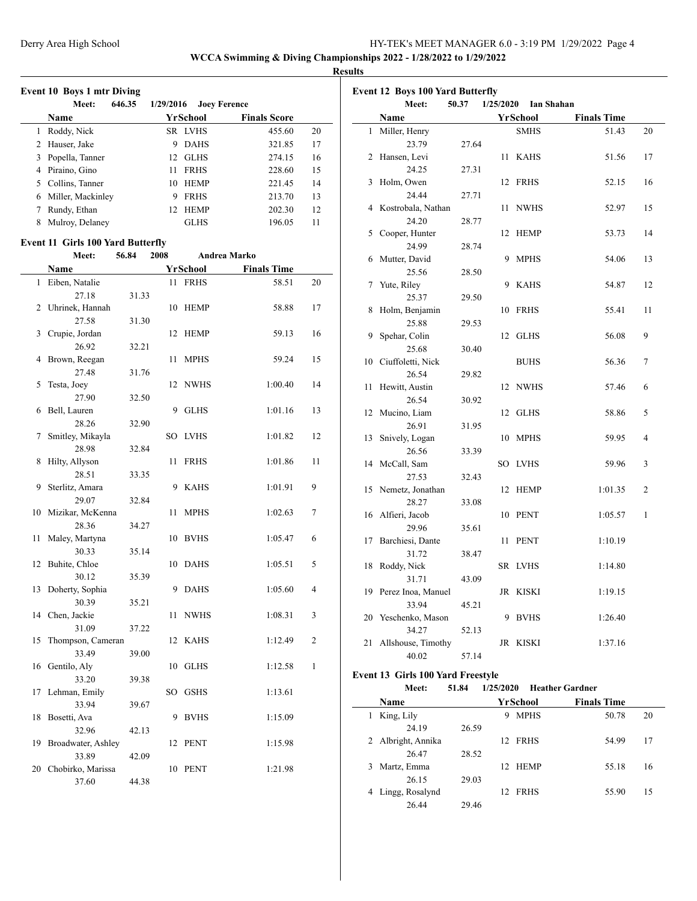WCCA Swimming & Diving Championships 2022 - 1/28/2022 to 1/29/2022

**Results**

### Event 10 Boys 1 mtr Diving

Meet: 646.35 1/29/2016 Joey Ference

| | Name | Yr | School | Finals Score | |
|---|---|---|---|---|---|
| 1 | Roddy, Nick | SR | LVHS | 455.60 | 20 |
| 2 | Hauser, Jake | 9 | DAHS | 321.85 | 17 |
| 3 | Popella, Tanner | 12 | GLHS | 274.15 | 16 |
| 4 | Piraino, Gino | 11 | FRHS | 228.60 | 15 |
| 5 | Collins, Tanner | 10 | HEMP | 221.45 | 14 |
| 6 | Miller, Mackinley | 9 | FRHS | 213.70 | 13 |
| 7 | Rundy, Ethan | 12 | HEMP | 202.30 | 12 |
| 8 | Mulroy, Delaney | | GLHS | 196.05 | 11 |

### Event 11 Girls 100 Yard Butterfly

Meet: 56.84 2008 Andrea Marko

| | Name | | Yr | School | Finals Time | |
|---|---|---|---|---|---|---|
| 1 | Eiben, Natalie | | 11 | FRHS | 58.51 | 20 |
| | 27.18 | 31.33 | | | | |
| 2 | Uhrinek, Hannah | | 10 | HEMP | 58.88 | 17 |
| | 27.58 | 31.30 | | | | |
| 3 | Crupie, Jordan | | 12 | HEMP | 59.13 | 16 |
| | 26.92 | 32.21 | | | | |
| 4 | Brown, Reegan | | 11 | MPHS | 59.24 | 15 |
| | 27.48 | 31.76 | | | | |
| 5 | Testa, Joey | | 12 | NWHS | 1:00.40 | 14 |
| | 27.90 | 32.50 | | | | |
| 6 | Bell, Lauren | | 9 | GLHS | 1:01.16 | 13 |
| | 28.26 | 32.90 | | | | |
| 7 | Smitley, Mikayla | | SO | LVHS | 1:01.82 | 12 |
| | 28.98 | 32.84 | | | | |
| 8 | Hilty, Allyson | | 11 | FRHS | 1:01.86 | 11 |
| | 28.51 | 33.35 | | | | |
| 9 | Sterlitz, Amara | | 9 | KAHS | 1:01.91 | 9 |
| | 29.07 | 32.84 | | | | |
| 10 | Mizikar, McKenna | | 11 | MPHS | 1:02.63 | 7 |
| | 28.36 | 34.27 | | | | |
| 11 | Maley, Martyna | | 10 | BVHS | 1:05.47 | 6 |
| | 30.33 | 35.14 | | | | |
| 12 | Buhite, Chloe | | 10 | DAHS | 1:05.51 | 5 |
| | 30.12 | 35.39 | | | | |
| 13 | Doherty, Sophia | | 9 | DAHS | 1:05.60 | 4 |
| | 30.39 | 35.21 | | | | |
| 14 | Chen, Jackie | | 11 | NWHS | 1:08.31 | 3 |
| | 31.09 | 37.22 | | | | |
| 15 | Thompson, Cameran | | 12 | KAHS | 1:12.49 | 2 |
| | 33.49 | 39.00 | | | | |
| 16 | Gentilo, Aly | | 10 | GLHS | 1:12.58 | 1 |
| | 33.20 | 39.38 | | | | |
| 17 | Lehman, Emily | | SO | GSHS | 1:13.61 | |
| | 33.94 | 39.67 | | | | |
| 18 | Bosetti, Ava | | 9 | BVHS | 1:15.09 | |
| | 32.96 | 42.13 | | | | |
| 19 | Broadwater, Ashley | | 12 | PENT | 1:15.98 | |
| | 33.89 | 42.09 | | | | |
| 20 | Chobirko, Marissa | | 10 | PENT | 1:21.98 | |
| | 37.60 | 44.38 | | | | |

### Event 12 Boys 100 Yard Butterfly

Meet: 50.37 1/25/2020 Ian Shahan

| | Name | | Yr | School | Finals Time | |
|---|---|---|---|---|---|---|
| 1 | Miller, Henry | | | SMHS | 51.43 | 20 |
| | 23.79 | 27.64 | | | | |
| 2 | Hansen, Levi | | 11 | KAHS | 51.56 | 17 |
| | 24.25 | 27.31 | | | | |
| 3 | Holm, Owen | | 12 | FRHS | 52.15 | 16 |
| | 24.44 | 27.71 | | | | |
| 4 | Kostrobala, Nathan | | 11 | NWHS | 52.97 | 15 |
| | 24.20 | 28.77 | | | | |
| 5 | Cooper, Hunter | | 12 | HEMP | 53.73 | 14 |
| | 24.99 | 28.74 | | | | |
| 6 | Mutter, David | | 9 | MPHS | 54.06 | 13 |
| | 25.56 | 28.50 | | | | |
| 7 | Yute, Riley | | 9 | KAHS | 54.87 | 12 |
| | 25.37 | 29.50 | | | | |
| 8 | Holm, Benjamin | | 10 | FRHS | 55.41 | 11 |
| | 25.88 | 29.53 | | | | |
| 9 | Spehar, Colin | | 12 | GLHS | 56.08 | 9 |
| | 25.68 | 30.40 | | | | |
| 10 | Ciuffoletti, Nick | | | BUHS | 56.36 | 7 |
| | 26.54 | 29.82 | | | | |
| 11 | Hewitt, Austin | | 12 | NWHS | 57.46 | 6 |
| | 26.54 | 30.92 | | | | |
| 12 | Mucino, Liam | | 12 | GLHS | 58.86 | 5 |
| | 26.91 | 31.95 | | | | |
| 13 | Snively, Logan | | 10 | MPHS | 59.95 | 4 |
| | 26.56 | 33.39 | | | | |
| 14 | McCall, Sam | | SO | LVHS | 59.96 | 3 |
| | 27.53 | 32.43 | | | | |
| 15 | Nemetz, Jonathan | | 12 | HEMP | 1:01.35 | 2 |
| | 28.27 | 33.08 | | | | |
| 16 | Alfieri, Jacob | | 10 | PENT | 1:05.57 | 1 |
| | 29.96 | 35.61 | | | | |
| 17 | Barchiesi, Dante | | 11 | PENT | 1:10.19 | |
| | 31.72 | 38.47 | | | | |
| 18 | Roddy, Nick | | SR | LVHS | 1:14.80 | |
| | 31.71 | 43.09 | | | | |
| 19 | Perez Inoa, Manuel | | JR | KISKI | 1:19.15 | |
| | 33.94 | 45.21 | | | | |
| 20 | Yeschenko, Mason | | 9 | BVHS | 1:26.40 | |
| | 34.27 | 52.13 | | | | |
| 21 | Allshouse, Timothy | | JR | KISKI | 1:37.16 | |
| | 40.02 | 57.14 | | | | |

### Event 13 Girls 100 Yard Freestyle

Meet: 51.84 1/25/2020 Heather Gardner

| | Name | | Yr | School | Finals Time | |
|---|---|---|---|---|---|---|
| 1 | King, Lily | | 9 | MPHS | 50.78 | 20 |
| | 24.19 | 26.59 | | | | |
| 2 | Albright, Annika | | 12 | FRHS | 54.99 | 17 |
| | 26.47 | 28.52 | | | | |
| 3 | Martz, Emma | | 12 | HEMP | 55.18 | 16 |
| | 26.15 | 29.03 | | | | |
| 4 | Lingg, Rosalynd | | 12 | FRHS | 55.90 | 15 |
| | 26.44 | 29.46 | | | | |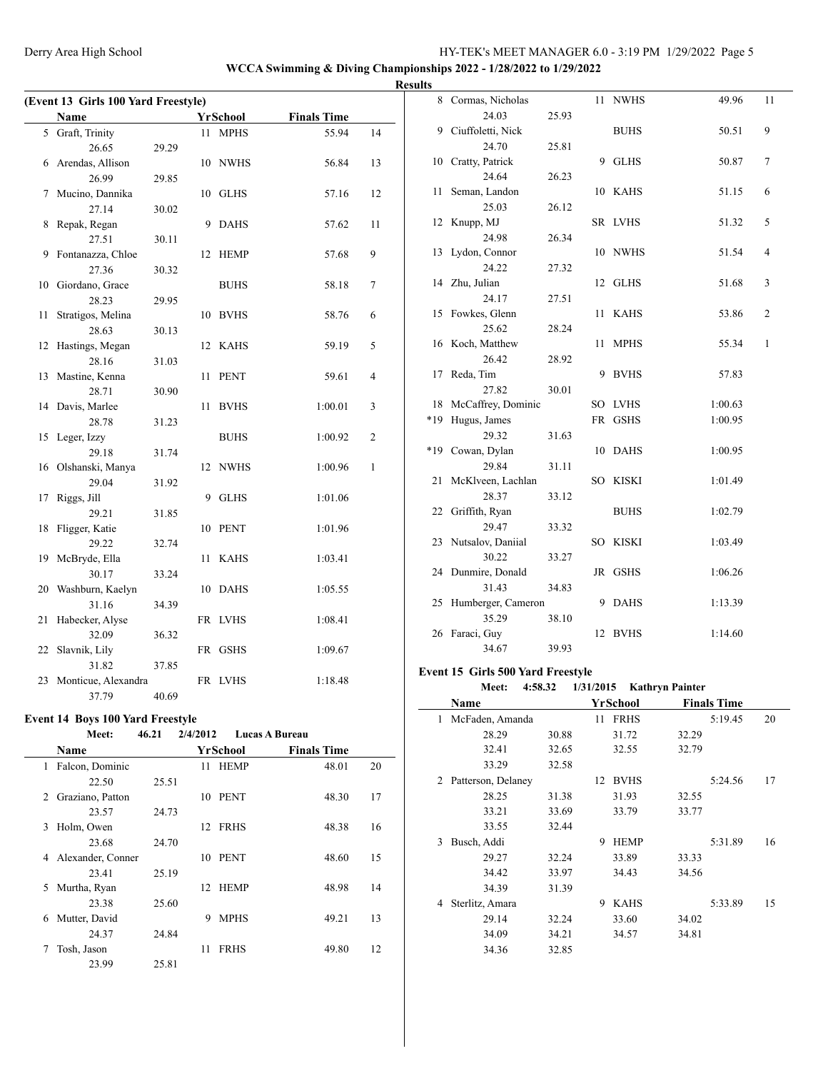WCCA Swimming & Diving Championships 2022 - 1/28/2022 to 1/29/2022

Results

(Event 13 Girls 100 Yard Freestyle)

| | Name | Yr | School | Finals Time | |
|---|---|---|---|---|---|
| 5 | Graft, Trinity | 11 | MPHS | 55.94 | 14 |
| | 26.65 | 29.29 | | | |
| 6 | Arendas, Allison | 10 | NWHS | 56.84 | 13 |
| | 26.99 | 29.85 | | | |
| 7 | Mucino, Dannika | 10 | GLHS | 57.16 | 12 |
| | 27.14 | 30.02 | | | |
| 8 | Repak, Regan | 9 | DAHS | 57.62 | 11 |
| | 27.51 | 30.11 | | | |
| 9 | Fontanazza, Chloe | 12 | HEMP | 57.68 | 9 |
| | 27.36 | 30.32 | | | |
| 10 | Giordano, Grace | | BUHS | 58.18 | 7 |
| | 28.23 | 29.95 | | | |
| 11 | Stratigos, Melina | 10 | BVHS | 58.76 | 6 |
| | 28.63 | 30.13 | | | |
| 12 | Hastings, Megan | 12 | KAHS | 59.19 | 5 |
| | 28.16 | 31.03 | | | |
| 13 | Mastine, Kenna | 11 | PENT | 59.61 | 4 |
| | 28.71 | 30.90 | | | |
| 14 | Davis, Marlee | 11 | BVHS | 1:00.01 | 3 |
| | 28.78 | 31.23 | | | |
| 15 | Leger, Izzy | | BUHS | 1:00.92 | 2 |
| | 29.18 | 31.74 | | | |
| 16 | Olshanski, Manya | 12 | NWHS | 1:00.96 | 1 |
| | 29.04 | 31.92 | | | |
| 17 | Riggs, Jill | 9 | GLHS | 1:01.06 | |
| | 29.21 | 31.85 | | | |
| 18 | Fligger, Katie | 10 | PENT | 1:01.96 | |
| | 29.22 | 32.74 | | | |
| 19 | McBryde, Ella | 11 | KAHS | 1:03.41 | |
| | 30.17 | 33.24 | | | |
| 20 | Washburn, Kaelyn | 10 | DAHS | 1:05.55 | |
| | 31.16 | 34.39 | | | |
| 21 | Habecker, Alyse | FR | LVHS | 1:08.41 | |
| | 32.09 | 36.32 | | | |
| 22 | Slavnik, Lily | FR | GSHS | 1:09.67 | |
| | 31.82 | 37.85 | | | |
| 23 | Monticue, Alexandra | FR | LVHS | 1:18.48 | |
| | 37.79 | 40.69 | | | |

### Event 14 Boys 100 Yard Freestyle

Meet: 46.21 2/4/2012 Lucas A Bureau

| | Name | Yr | School | Finals Time | |
|---|---|---|---|---|---|
| 1 | Falcon, Dominic | 11 | HEMP | 48.01 | 20 |
| | 22.50 | 25.51 | | | |
| 2 | Graziano, Patton | 10 | PENT | 48.30 | 17 |
| | 23.57 | 24.73 | | | |
| 3 | Holm, Owen | 12 | FRHS | 48.38 | 16 |
| | 23.68 | 24.70 | | | |
| 4 | Alexander, Conner | 10 | PENT | 48.60 | 15 |
| | 23.41 | 25.19 | | | |
| 5 | Murtha, Ryan | 12 | HEMP | 48.98 | 14 |
| | 23.38 | 25.60 | | | |
| 6 | Mutter, David | 9 | MPHS | 49.21 | 13 |
| | 24.37 | 24.84 | | | |
| 7 | Tosh, Jason | 11 | FRHS | 49.80 | 12 |
| | 23.99 | 25.81 | | | |
| 8 | Cormas, Nicholas | 11 | NWHS | 49.96 | 11 |
| | 24.03 | 25.93 | | | |
| 9 | Ciuffoletti, Nick | | BUHS | 50.51 | 9 |
| | 24.70 | 25.81 | | | |
| 10 | Cratty, Patrick | 9 | GLHS | 50.87 | 7 |
| | 24.64 | 26.23 | | | |
| 11 | Seman, Landon | 10 | KAHS | 51.15 | 6 |
| | 25.03 | 26.12 | | | |
| 12 | Knupp, MJ | SR | LVHS | 51.32 | 5 |
| | 24.98 | 26.34 | | | |
| 13 | Lydon, Connor | 10 | NWHS | 51.54 | 4 |
| | 24.22 | 27.32 | | | |
| 14 | Zhu, Julian | 12 | GLHS | 51.68 | 3 |
| | 24.17 | 27.51 | | | |
| 15 | Fowkes, Glenn | 11 | KAHS | 53.86 | 2 |
| | 25.62 | 28.24 | | | |
| 16 | Koch, Matthew | 11 | MPHS | 55.34 | 1 |
| | 26.42 | 28.92 | | | |
| 17 | Reda, Tim | 9 | BVHS | 57.83 | |
| | 27.82 | 30.01 | | | |
| 18 | McCaffrey, Dominic | SO | LVHS | 1:00.63 | |
| *19 | Hugus, James | FR | GSHS | 1:00.95 | |
| | 29.32 | 31.63 | | | |
| *19 | Cowan, Dylan | 10 | DAHS | 1:00.95 | |
| | 29.84 | 31.11 | | | |
| 21 | McKlveen, Lachlan | SO | KISKI | 1:01.49 | |
| | 28.37 | 33.12 | | | |
| 22 | Griffith, Ryan | | BUHS | 1:02.79 | |
| | 29.47 | 33.32 | | | |
| 23 | Nutsalov, Daniial | SO | KISKI | 1:03.49 | |
| | 30.22 | 33.27 | | | |
| 24 | Dunmire, Donald | JR | GSHS | 1:06.26 | |
| | 31.43 | 34.83 | | | |
| 25 | Humberger, Cameron | 9 | DAHS | 1:13.39 | |
| | 35.29 | 38.10 | | | |
| 26 | Faraci, Guy | 12 | BVHS | 1:14.60 | |
| | 34.67 | 39.93 | | | |

### Event 15 Girls 500 Yard Freestyle

Meet: 4:58.32 1/31/2015 Kathryn Painter

| | Name | | Yr | School | | Finals Time | |
|---|---|---|---|---|---|---|---|
| 1 | McFaden, Amanda | | 11 | FRHS | | 5:19.45 | 20 |
| | 28.29 | 30.88 | | 31.72 | 32.29 | | |
| | 32.41 | 32.65 | | 32.55 | 32.79 | | |
| | 33.29 | 32.58 | | | | | |
| 2 | Patterson, Delaney | | 12 | BVHS | | 5:24.56 | 17 |
| | 28.25 | 31.38 | | 31.93 | 32.55 | | |
| | 33.21 | 33.69 | | 33.79 | 33.77 | | |
| | 33.55 | 32.44 | | | | | |
| 3 | Busch, Addi | | 9 | HEMP | | 5:31.89 | 16 |
| | 29.27 | 32.24 | | 33.89 | 33.33 | | |
| | 34.42 | 33.97 | | 34.43 | 34.56 | | |
| | 34.39 | 31.39 | | | | | |
| 4 | Sterlitz, Amara | | 9 | KAHS | | 5:33.89 | 15 |
| | 29.14 | 32.24 | | 33.60 | 34.02 | | |
| | 34.09 | 34.21 | | 34.57 | 34.81 | | |
| | 34.36 | 32.85 | | | | | |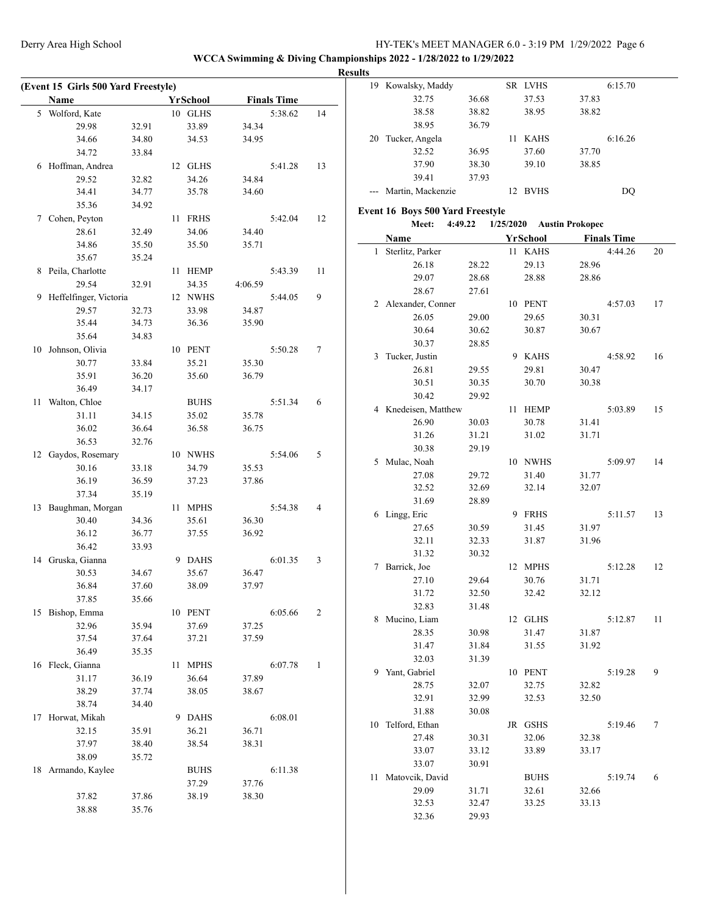WCCA Swimming & Diving Championships 2022 - 1/28/2022 to 1/29/2022

## Results

### (Event 15 Girls 500 Yard Freestyle)

| | Name | Yr | School | Finals Time | Points |
|---|---|---|---|---|---|
| 5 | Wolford, Kate | 10 | GLHS | 5:38.62 | 14 |
| | 29.98 32.91 33.89 34.34 34.66 34.80 34.53 34.95 34.72 33.84 | | | | |
| 6 | Hoffman, Andrea | 12 | GLHS | 5:41.28 | 13 |
| | 29.52 32.82 34.26 34.84 34.41 34.77 35.78 34.60 35.36 34.92 | | | | |
| 7 | Cohen, Peyton | 11 | FRHS | 5:42.04 | 12 |
| | 28.61 32.49 34.06 34.40 34.86 35.50 35.50 35.71 35.67 35.24 | | | | |
| 8 | Peila, Charlotte | 11 | HEMP | 5:43.39 | 11 |
| | 29.54 32.91 34.35 4:06.59 | | | | |
| 9 | Heffelfinger, Victoria | 12 | NWHS | 5:44.05 | 9 |
| | 29.57 32.73 33.98 34.87 35.44 34.73 36.36 35.90 35.64 34.83 | | | | |
| 10 | Johnson, Olivia | 10 | PENT | 5:50.28 | 7 |
| | 30.77 33.84 35.21 35.30 35.91 36.20 35.60 36.79 36.49 34.17 | | | | |
| 11 | Walton, Chloe | | BUHS | 5:51.34 | 6 |
| | 31.11 34.15 35.02 35.78 36.02 36.64 36.58 36.75 36.53 32.76 | | | | |
| 12 | Gaydos, Rosemary | 10 | NWHS | 5:54.06 | 5 |
| | 30.16 33.18 34.79 35.53 36.19 36.59 37.23 37.86 37.34 35.19 | | | | |
| 13 | Baughman, Morgan | 11 | MPHS | 5:54.38 | 4 |
| | 30.40 34.36 35.61 36.30 36.12 36.77 37.55 36.92 36.42 33.93 | | | | |
| 14 | Gruska, Gianna | 9 | DAHS | 6:01.35 | 3 |
| | 30.53 34.67 35.67 36.47 36.84 37.60 38.09 37.97 37.85 35.66 | | | | |
| 15 | Bishop, Emma | 10 | PENT | 6:05.66 | 2 |
| | 32.96 35.94 37.69 37.25 37.54 37.64 37.21 37.59 36.49 35.35 | | | | |
| 16 | Fleck, Gianna | 11 | MPHS | 6:07.78 | 1 |
| | 31.17 36.19 36.64 37.89 38.29 37.74 38.05 38.67 38.74 34.40 | | | | |
| 17 | Horwat, Mikah | 9 | DAHS | 6:08.01 | |
| | 32.15 35.91 36.21 36.71 37.97 38.40 38.54 38.31 38.09 35.72 | | | | |
| 18 | Armando, Kaylee | | BUHS | 6:11.38 | |
| | 37.29 37.76 37.82 37.86 38.19 38.30 38.88 35.76 | | | | |
| 19 | Kowalsky, Maddy | SR | LVHS | 6:15.70 | |
| | 32.75 36.68 37.53 37.83 38.58 38.82 38.95 38.82 38.95 36.79 | | | | |
| 20 | Tucker, Angela | 11 | KAHS | 6:16.26 | |
| | 32.52 36.95 37.60 37.70 37.90 38.30 39.10 38.85 39.41 37.93 | | | | |
| --- | Martin, Mackenzie | 12 | BVHS | DQ | |

### Event 16 Boys 500 Yard Freestyle

Meet: 4:49.22 1/25/2020 Austin Prokopec

| | Name | Yr | School | Finals Time | Points |
|---|---|---|---|---|---|
| 1 | Sterlitz, Parker | 11 | KAHS | 4:44.26 | 20 |
| | 26.18 28.22 29.13 28.96 29.07 28.68 28.88 28.86 28.67 27.61 | | | | |
| 2 | Alexander, Conner | 10 | PENT | 4:57.03 | 17 |
| | 26.05 29.00 29.65 30.31 30.64 30.62 30.87 30.67 30.37 28.85 | | | | |
| 3 | Tucker, Justin | 9 | KAHS | 4:58.92 | 16 |
| | 26.81 29.55 29.81 30.47 30.51 30.35 30.70 30.38 30.42 29.92 | | | | |
| 4 | Knedeisen, Matthew | 11 | HEMP | 5:03.89 | 15 |
| | 26.90 30.03 30.78 31.41 31.26 31.21 31.02 31.71 30.38 29.19 | | | | |
| 5 | Mulac, Noah | 10 | NWHS | 5:09.97 | 14 |
| | 27.08 29.72 31.40 31.77 32.52 32.69 32.14 32.07 31.69 28.89 | | | | |
| 6 | Lingg, Eric | 9 | FRHS | 5:11.57 | 13 |
| | 27.65 30.59 31.45 31.97 32.11 32.33 31.87 31.96 31.32 30.32 | | | | |
| 7 | Barrick, Joe | 12 | MPHS | 5:12.28 | 12 |
| | 27.10 29.64 30.76 31.71 31.72 32.50 32.42 32.12 32.83 31.48 | | | | |
| 8 | Mucino, Liam | 12 | GLHS | 5:12.87 | 11 |
| | 28.35 30.98 31.47 31.87 31.47 31.84 31.55 31.92 32.03 31.39 | | | | |
| 9 | Yant, Gabriel | 10 | PENT | 5:19.28 | 9 |
| | 28.75 32.07 32.75 32.82 32.91 32.99 32.53 32.50 31.88 30.08 | | | | |
| 10 | Telford, Ethan | JR | GSHS | 5:19.46 | 7 |
| | 27.48 30.31 32.06 32.38 33.07 33.12 33.89 33.17 33.07 30.91 | | | | |
| 11 | Matovcik, David | | BUHS | 5:19.74 | 6 |
| | 29.09 31.71 32.61 32.66 32.53 32.47 33.25 33.13 32.36 29.93 | | | | |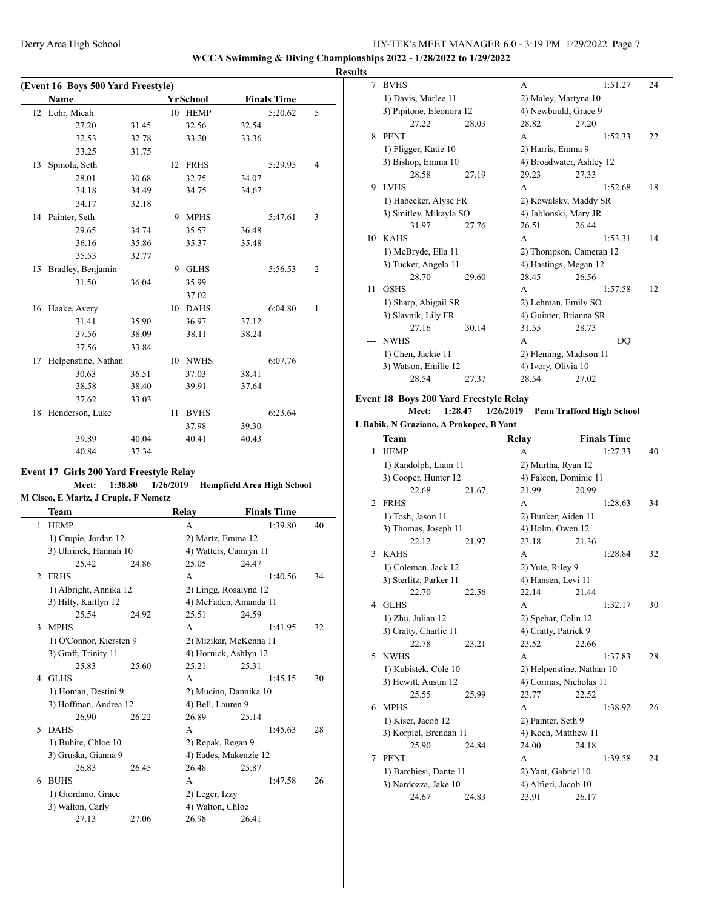WCCA Swimming & Diving Championships 2022 - 1/28/2022 to 1/29/2022

**Results**

### (Event 16 Boys 500 Yard Freestyle)

| | Name | Yr | School | Finals Time | Points |
|---|---|---|---|---|---|
| 12 | Lohr, Micah | 10 | HEMP | 5:20.62 | 5 |
| | 27.20 31.45 32.56 32.54 32.53 32.78 33.20 33.36 33.25 31.75 | | | | |
| 13 | Spinola, Seth | 12 | FRHS | 5:29.95 | 4 |
| | 28.01 30.68 32.75 34.07 34.18 34.49 34.75 34.67 34.17 32.18 | | | | |
| 14 | Painter, Seth | 9 | MPHS | 5:47.61 | 3 |
| | 29.65 34.74 35.57 36.48 36.16 35.86 35.37 35.48 35.53 32.77 | | | | |
| 15 | Bradley, Benjamin | 9 | GLHS | 5:56.53 | 2 |
| | 31.50 36.04 35.99 37.02 | | | | |
| 16 | Haake, Avery | 10 | DAHS | 6:04.80 | 1 |
| | 31.41 35.90 36.97 37.12 37.56 38.09 38.11 38.24 37.56 33.84 | | | | |
| 17 | Helpenstine, Nathan | 10 | NWHS | 6:07.76 | |
| | 30.63 36.51 37.03 38.41 38.58 38.40 39.91 37.64 37.62 33.03 | | | | |
| 18 | Henderson, Luke | 11 | BVHS | 6:23.64 | |
| | 37.98 39.30 39.89 40.04 40.41 40.43 40.84 37.34 | | | | |

### Event 17 Girls 200 Yard Freestyle Relay

**Meet: 1:38.80 1/26/2019 Hempfield Area High School**
**M Cisco, E Martz, J Crupie, F Nemetz**

| | Team | Relay | Finals Time | Points |
|---|---|---|---|---|
| 1 | HEMP | A | 1:39.80 | 40 |
| | 1) Crupie, Jordan 12; 2) Martz, Emma 12; 3) Uhrinek, Hannah 10; 4) Watters, Camryn 11 | | | |
| | 25.42 24.86 25.05 24.47 | | | |
| 2 | FRHS | A | 1:40.56 | 34 |
| | 1) Albright, Annika 12; 2) Lingg, Rosalynd 12; 3) Hilty, Kaitlyn 12; 4) McFaden, Amanda 11 | | | |
| | 25.54 24.92 25.51 24.59 | | | |
| 3 | MPHS | A | 1:41.95 | 32 |
| | 1) O'Connor, Kiersten 9; 2) Mizikar, McKenna 11; 3) Graft, Trinity 11; 4) Hornick, Ashlyn 12 | | | |
| | 25.83 25.60 25.21 25.31 | | | |
| 4 | GLHS | A | 1:45.15 | 30 |
| | 1) Homan, Destini 9; 2) Mucino, Dannika 10; 3) Hoffman, Andrea 12; 4) Bell, Lauren 9 | | | |
| | 26.90 26.22 26.89 25.14 | | | |
| 5 | DAHS | A | 1:45.63 | 28 |
| | 1) Buhite, Chloe 10; 2) Repak, Regan 9; 3) Gruska, Gianna 9; 4) Eades, Makenzie 12 | | | |
| | 26.83 26.45 26.48 25.87 | | | |
| 6 | BUHS | A | 1:47.58 | 26 |
| | 1) Giordano, Grace; 2) Leger, Izzy; 3) Walton, Carly; 4) Walton, Chloe | | | |
| | 27.13 27.06 26.98 26.41 | | | |
| 7 | BVHS | A | 1:51.27 | 24 |
| | 1) Davis, Marlee 11; 2) Maley, Martyna 10; 3) Pipitone, Eleonora 12; 4) Newbould, Grace 9 | | | |
| | 27.22 28.03 28.82 27.20 | | | |
| 8 | PENT | A | 1:52.33 | 22 |
| | 1) Fligger, Katie 10; 2) Harris, Emma 9; 3) Bishop, Emma 10; 4) Broadwater, Ashley 12 | | | |
| | 28.58 27.19 29.23 27.33 | | | |
| 9 | LVHS | A | 1:52.68 | 18 |
| | 1) Habecker, Alyse FR; 2) Kowalsky, Maddy SR; 3) Smitley, Mikayla SO; 4) Jablonski, Mary JR | | | |
| | 31.97 27.76 26.51 26.44 | | | |
| 10 | KAHS | A | 1:53.31 | 14 |
| | 1) McBryde, Ella 11; 2) Thompson, Cameran 12; 3) Tucker, Angela 11; 4) Hastings, Megan 12 | | | |
| | 28.70 29.60 28.45 26.56 | | | |
| 11 | GSHS | A | 1:57.58 | 12 |
| | 1) Sharp, Abigail SR; 2) Lehman, Emily SO; 3) Slavnik, Lily FR; 4) Guinter, Brianna SR | | | |
| | 27.16 30.14 31.55 28.73 | | | |
| --- | NWHS | A | DQ | |
| | 1) Chen, Jackie 11; 2) Fleming, Madison 11; 3) Watson, Emilie 12; 4) Ivory, Olivia 10 | | | |
| | 28.54 27.37 28.54 27.02 | | | |

### Event 18 Boys 200 Yard Freestyle Relay

**Meet: 1:28.47 1/26/2019 Penn Trafford High School**
**L Babik, N Graziano, A Prokopec, B Yant**

| | Team | Relay | Finals Time | Points |
|---|---|---|---|---|
| 1 | HEMP | A | 1:27.33 | 40 |
| | 1) Randolph, Liam 11; 2) Murtha, Ryan 12; 3) Cooper, Hunter 12; 4) Falcon, Dominic 11 | | | |
| | 22.68 21.67 21.99 20.99 | | | |
| 2 | FRHS | A | 1:28.63 | 34 |
| | 1) Tosh, Jason 11; 2) Bunker, Aiden 11; 3) Thomas, Joseph 11; 4) Holm, Owen 12 | | | |
| | 22.12 21.97 23.18 21.36 | | | |
| 3 | KAHS | A | 1:28.84 | 32 |
| | 1) Coleman, Jack 12; 2) Yute, Riley 9; 3) Sterlitz, Parker 11; 4) Hansen, Levi 11 | | | |
| | 22.70 22.56 22.14 21.44 | | | |
| 4 | GLHS | A | 1:32.17 | 30 |
| | 1) Zhu, Julian 12; 2) Spehar, Colin 12; 3) Cratty, Charlie 11; 4) Cratty, Patrick 9 | | | |
| | 22.78 23.21 23.52 22.66 | | | |
| 5 | NWHS | A | 1:37.83 | 28 |
| | 1) Kubistek, Cole 10; 2) Helpenstine, Nathan 10; 3) Hewitt, Austin 12; 4) Cormas, Nicholas 11 | | | |
| | 25.55 25.99 23.77 22.52 | | | |
| 6 | MPHS | A | 1:38.92 | 26 |
| | 1) Kiser, Jacob 12; 2) Painter, Seth 9; 3) Korpiel, Brendan 11; 4) Koch, Matthew 11 | | | |
| | 25.90 24.84 24.00 24.18 | | | |
| 7 | PENT | A | 1:39.58 | 24 |
| | 1) Barchiesi, Dante 11; 2) Yant, Gabriel 10; 3) Nardozza, Jake 10; 4) Alfieri, Jacob 10 | | | |
| | 24.67 24.83 23.91 26.17 | | | |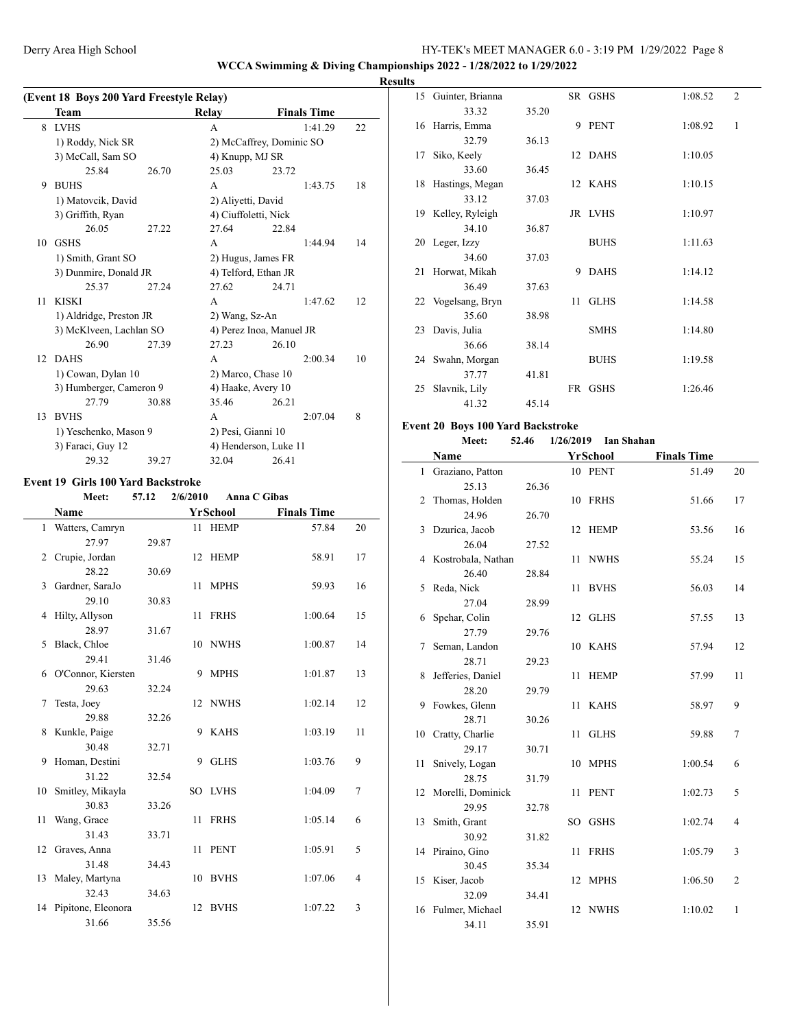WCCA Swimming & Diving Championships 2022 - 1/28/2022 to 1/29/2022

**Results**

### (Event 18 Boys 200 Yard Freestyle Relay)

| | Team | | Relay | | Finals Time | |
|---|---|---|---|---|---|---|
| 8 | LVHS | | A | | 1:41.29 | 22 |
| | 1) Roddy, Nick SR | | 2) McCaffrey, Dominic SO | | | |
| | 3) McCall, Sam SO | | 4) Knupp, MJ SR | | | |
| | 25.84 | 26.70 | 25.03 | 23.72 | | |
| 9 | BUHS | | A | | 1:43.75 | 18 |
| | 1) Matovcik, David | | 2) Aliyetti, David | | | |
| | 3) Griffith, Ryan | | 4) Ciuffoletti, Nick | | | |
| | 26.05 | 27.22 | 27.64 | 22.84 | | |
| 10 | GSHS | | A | | 1:44.94 | 14 |
| | 1) Smith, Grant SO | | 2) Hugus, James FR | | | |
| | 3) Dunmire, Donald JR | | 4) Telford, Ethan JR | | | |
| | 25.37 | 27.24 | 27.62 | 24.71 | | |
| 11 | KISKI | | A | | 1:47.62 | 12 |
| | 1) Aldridge, Preston JR | | 2) Wang, Sz-An | | | |
| | 3) McKlveen, Lachlan SO | | 4) Perez Inoa, Manuel JR | | | |
| | 26.90 | 27.39 | 27.23 | 26.10 | | |
| 12 | DAHS | | A | | 2:00.34 | 10 |
| | 1) Cowan, Dylan 10 | | 2) Marco, Chase 10 | | | |
| | 3) Humberger, Cameron 9 | | 4) Haake, Avery 10 | | | |
| | 27.79 | 30.88 | 35.46 | 26.21 | | |
| 13 | BVHS | | A | | 2:07.04 | 8 |
| | 1) Yeschenko, Mason 9 | | 2) Pesi, Gianni 10 | | | |
| | 3) Faraci, Guy 12 | | 4) Henderson, Luke 11 | | | |
| | 29.32 | 39.27 | 32.04 | 26.41 | | |

### Event 19 Girls 100 Yard Backstroke

Meet: 57.12 2/6/2010 Anna C Gibas

| | Name | | Yr | School | Finals Time | |
|---|---|---|---|---|---|---|
| 1 | Watters, Camryn | | 11 | HEMP | 57.84 | 20 |
| | 27.97 | 29.87 | | | | |
| 2 | Crupie, Jordan | | 12 | HEMP | 58.91 | 17 |
| | 28.22 | 30.69 | | | | |
| 3 | Gardner, SaraJo | | 11 | MPHS | 59.93 | 16 |
| | 29.10 | 30.83 | | | | |
| 4 | Hilty, Allyson | | 11 | FRHS | 1:00.64 | 15 |
| | 28.97 | 31.67 | | | | |
| 5 | Black, Chloe | | 10 | NWHS | 1:00.87 | 14 |
| | 29.41 | 31.46 | | | | |
| 6 | O'Connor, Kiersten | | 9 | MPHS | 1:01.87 | 13 |
| | 29.63 | 32.24 | | | | |
| 7 | Testa, Joey | | 12 | NWHS | 1:02.14 | 12 |
| | 29.88 | 32.26 | | | | |
| 8 | Kunkle, Paige | | 9 | KAHS | 1:03.19 | 11 |
| | 30.48 | 32.71 | | | | |
| 9 | Homan, Destini | | 9 | GLHS | 1:03.76 | 9 |
| | 31.22 | 32.54 | | | | |
| 10 | Smitley, Mikayla | | SO | LVHS | 1:04.09 | 7 |
| | 30.83 | 33.26 | | | | |
| 11 | Wang, Grace | | 11 | FRHS | 1:05.14 | 6 |
| | 31.43 | 33.71 | | | | |
| 12 | Graves, Anna | | 11 | PENT | 1:05.91 | 5 |
| | 31.48 | 34.43 | | | | |
| 13 | Maley, Martyna | | 10 | BVHS | 1:07.06 | 4 |
| | 32.43 | 34.63 | | | | |
| 14 | Pipitone, Eleonora | | 12 | BVHS | 1:07.22 | 3 |
| | 31.66 | 35.56 | | | | |
| 15 | Guinter, Brianna | | SR | GSHS | 1:08.52 | 2 |
| | 33.32 | 35.20 | | | | |
| 16 | Harris, Emma | | 9 | PENT | 1:08.92 | 1 |
| | 32.79 | 36.13 | | | | |
| 17 | Siko, Keely | | 12 | DAHS | 1:10.05 | |
| | 33.60 | 36.45 | | | | |
| 18 | Hastings, Megan | | 12 | KAHS | 1:10.15 | |
| | 33.12 | 37.03 | | | | |
| 19 | Kelley, Ryleigh | | JR | LVHS | 1:10.97 | |
| | 34.10 | 36.87 | | | | |
| 20 | Leger, Izzy | | | BUHS | 1:11.63 | |
| | 34.60 | 37.03 | | | | |
| 21 | Horwat, Mikah | | 9 | DAHS | 1:14.12 | |
| | 36.49 | 37.63 | | | | |
| 22 | Vogelsang, Bryn | | 11 | GLHS | 1:14.58 | |
| | 35.60 | 38.98 | | | | |
| 23 | Davis, Julia | | | SMHS | 1:14.80 | |
| | 36.66 | 38.14 | | | | |
| 24 | Swahn, Morgan | | | BUHS | 1:19.58 | |
| | 37.77 | 41.81 | | | | |
| 25 | Slavnik, Lily | | FR | GSHS | 1:26.46 | |
| | 41.32 | 45.14 | | | | |

### Event 20 Boys 100 Yard Backstroke

Meet: 52.46 1/26/2019 Ian Shahan

| | Name | | Yr | School | Finals Time | |
|---|---|---|---|---|---|---|
| 1 | Graziano, Patton | | 10 | PENT | 51.49 | 20 |
| | 25.13 | 26.36 | | | | |
| 2 | Thomas, Holden | | 10 | FRHS | 51.66 | 17 |
| | 24.96 | 26.70 | | | | |
| 3 | Dzurica, Jacob | | 12 | HEMP | 53.56 | 16 |
| | 26.04 | 27.52 | | | | |
| 4 | Kostrobala, Nathan | | 11 | NWHS | 55.24 | 15 |
| | 26.40 | 28.84 | | | | |
| 5 | Reda, Nick | | 11 | BVHS | 56.03 | 14 |
| | 27.04 | 28.99 | | | | |
| 6 | Spehar, Colin | | 12 | GLHS | 57.55 | 13 |
| | 27.79 | 29.76 | | | | |
| 7 | Seman, Landon | | 10 | KAHS | 57.94 | 12 |
| | 28.71 | 29.23 | | | | |
| 8 | Jefferies, Daniel | | 11 | HEMP | 57.99 | 11 |
| | 28.20 | 29.79 | | | | |
| 9 | Fowkes, Glenn | | 11 | KAHS | 58.97 | 9 |
| | 28.71 | 30.26 | | | | |
| 10 | Cratty, Charlie | | 11 | GLHS | 59.88 | 7 |
| | 29.17 | 30.71 | | | | |
| 11 | Snively, Logan | | 10 | MPHS | 1:00.54 | 6 |
| | 28.75 | 31.79 | | | | |
| 12 | Morelli, Dominick | | 11 | PENT | 1:02.73 | 5 |
| | 29.95 | 32.78 | | | | |
| 13 | Smith, Grant | | SO | GSHS | 1:02.74 | 4 |
| | 30.92 | 31.82 | | | | |
| 14 | Piraino, Gino | | 11 | FRHS | 1:05.79 | 3 |
| | 30.45 | 35.34 | | | | |
| 15 | Kiser, Jacob | | 12 | MPHS | 1:06.50 | 2 |
| | 32.09 | 34.41 | | | | |
| 16 | Fulmer, Michael | | 12 | NWHS | 1:10.02 | 1 |
| | 34.11 | 35.91 | | | | |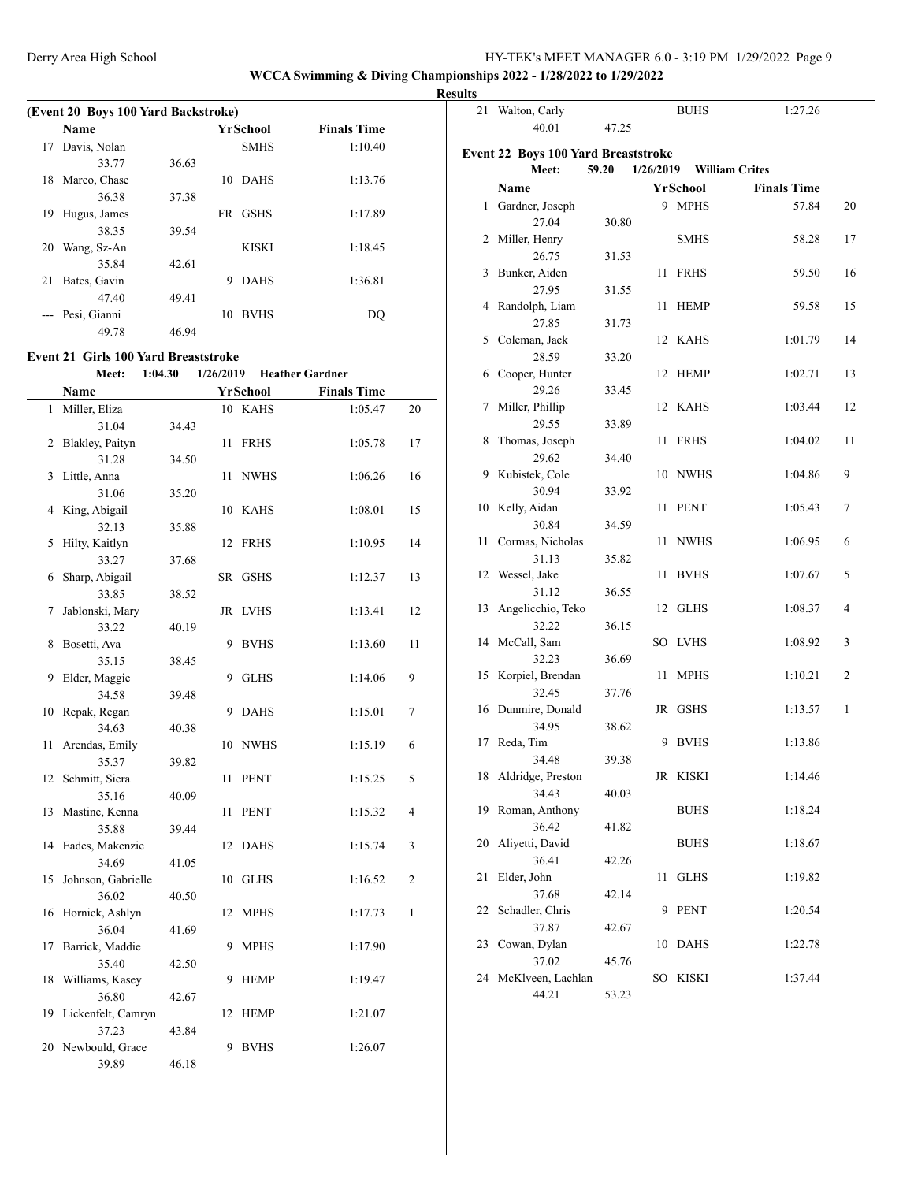**WCCA Swimming & Diving Championships 2022 - 1/28/2022 to 1/29/2022**

**Results**

### (Event 20 Boys 100 Yard Backstroke)

| | Name | Yr | School | Finals Time | |
|---|---|---|---|---|---|
| 17 | Davis, Nolan | | SMHS | 1:10.40 | |
| | 33.77 | 36.63 | | | |
| 18 | Marco, Chase | 10 | DAHS | 1:13.76 | |
| | 36.38 | 37.38 | | | |
| 19 | Hugus, James | FR | GSHS | 1:17.89 | |
| | 38.35 | 39.54 | | | |
| 20 | Wang, Sz-An | | KISKI | 1:18.45 | |
| | 35.84 | 42.61 | | | |
| 21 | Bates, Gavin | 9 | DAHS | 1:36.81 | |
| | 47.40 | 49.41 | | | |
| --- | Pesi, Gianni | 10 | BVHS | DQ | |
| | 49.78 | 46.94 | | | |

### Event 21 Girls 100 Yard Breaststroke

Meet: 1:04.30 1/26/2019 Heather Gardner

| | Name | Yr | School | Finals Time | |
|---|---|---|---|---|---|
| 1 | Miller, Eliza | 10 | KAHS | 1:05.47 | 20 |
| | 31.04 | 34.43 | | | |
| 2 | Blakley, Paityn | 11 | FRHS | 1:05.78 | 17 |
| | 31.28 | 34.50 | | | |
| 3 | Little, Anna | 11 | NWHS | 1:06.26 | 16 |
| | 31.06 | 35.20 | | | |
| 4 | King, Abigail | 10 | KAHS | 1:08.01 | 15 |
| | 32.13 | 35.88 | | | |
| 5 | Hilty, Kaitlyn | 12 | FRHS | 1:10.95 | 14 |
| | 33.27 | 37.68 | | | |
| 6 | Sharp, Abigail | SR | GSHS | 1:12.37 | 13 |
| | 33.85 | 38.52 | | | |
| 7 | Jablonski, Mary | JR | LVHS | 1:13.41 | 12 |
| | 33.22 | 40.19 | | | |
| 8 | Bosetti, Ava | 9 | BVHS | 1:13.60 | 11 |
| | 35.15 | 38.45 | | | |
| 9 | Elder, Maggie | 9 | GLHS | 1:14.06 | 9 |
| | 34.58 | 39.48 | | | |
| 10 | Repak, Regan | 9 | DAHS | 1:15.01 | 7 |
| | 34.63 | 40.38 | | | |
| 11 | Arendas, Emily | 10 | NWHS | 1:15.19 | 6 |
| | 35.37 | 39.82 | | | |
| 12 | Schmitt, Siera | 11 | PENT | 1:15.25 | 5 |
| | 35.16 | 40.09 | | | |
| 13 | Mastine, Kenna | 11 | PENT | 1:15.32 | 4 |
| | 35.88 | 39.44 | | | |
| 14 | Eades, Makenzie | 12 | DAHS | 1:15.74 | 3 |
| | 34.69 | 41.05 | | | |
| 15 | Johnson, Gabrielle | 10 | GLHS | 1:16.52 | 2 |
| | 36.02 | 40.50 | | | |
| 16 | Hornick, Ashlyn | 12 | MPHS | 1:17.73 | 1 |
| | 36.04 | 41.69 | | | |
| 17 | Barrick, Maddie | 9 | MPHS | 1:17.90 | |
| | 35.40 | 42.50 | | | |
| 18 | Williams, Kasey | 9 | HEMP | 1:19.47 | |
| | 36.80 | 42.67 | | | |
| 19 | Lickenfelt, Camryn | 12 | HEMP | 1:21.07 | |
| | 37.23 | 43.84 | | | |
| 20 | Newbould, Grace | 9 | BVHS | 1:26.07 | |
| | 39.89 | 46.18 | | | |
| 21 | Walton, Carly | | BUHS | 1:27.26 | |
| | 40.01 | 47.25 | | | |

### Event 22 Boys 100 Yard Breaststroke

Meet: 59.20 1/26/2019 William Crites

| | Name | Yr | School | Finals Time | |
|---|---|---|---|---|---|
| 1 | Gardner, Joseph | 9 | MPHS | 57.84 | 20 |
| | 27.04 | 30.80 | | | |
| 2 | Miller, Henry | | SMHS | 58.28 | 17 |
| | 26.75 | 31.53 | | | |
| 3 | Bunker, Aiden | 11 | FRHS | 59.50 | 16 |
| | 27.95 | 31.55 | | | |
| 4 | Randolph, Liam | 11 | HEMP | 59.58 | 15 |
| | 27.85 | 31.73 | | | |
| 5 | Coleman, Jack | 12 | KAHS | 1:01.79 | 14 |
| | 28.59 | 33.20 | | | |
| 6 | Cooper, Hunter | 12 | HEMP | 1:02.71 | 13 |
| | 29.26 | 33.45 | | | |
| 7 | Miller, Phillip | 12 | KAHS | 1:03.44 | 12 |
| | 29.55 | 33.89 | | | |
| 8 | Thomas, Joseph | 11 | FRHS | 1:04.02 | 11 |
| | 29.62 | 34.40 | | | |
| 9 | Kubistek, Cole | 10 | NWHS | 1:04.86 | 9 |
| | 30.94 | 33.92 | | | |
| 10 | Kelly, Aidan | 11 | PENT | 1:05.43 | 7 |
| | 30.84 | 34.59 | | | |
| 11 | Cormas, Nicholas | 11 | NWHS | 1:06.95 | 6 |
| | 31.13 | 35.82 | | | |
| 12 | Wessel, Jake | 11 | BVHS | 1:07.67 | 5 |
| | 31.12 | 36.55 | | | |
| 13 | Angelicchio, Teko | 12 | GLHS | 1:08.37 | 4 |
| | 32.22 | 36.15 | | | |
| 14 | McCall, Sam | SO | LVHS | 1:08.92 | 3 |
| | 32.23 | 36.69 | | | |
| 15 | Korpiel, Brendan | 11 | MPHS | 1:10.21 | 2 |
| | 32.45 | 37.76 | | | |
| 16 | Dunmire, Donald | JR | GSHS | 1:13.57 | 1 |
| | 34.95 | 38.62 | | | |
| 17 | Reda, Tim | 9 | BVHS | 1:13.86 | |
| | 34.48 | 39.38 | | | |
| 18 | Aldridge, Preston | JR | KISKI | 1:14.46 | |
| | 34.43 | 40.03 | | | |
| 19 | Roman, Anthony | | BUHS | 1:18.24 | |
| | 36.42 | 41.82 | | | |
| 20 | Aliyetti, David | | BUHS | 1:18.67 | |
| | 36.41 | 42.26 | | | |
| 21 | Elder, John | 11 | GLHS | 1:19.82 | |
| | 37.68 | 42.14 | | | |
| 22 | Schadler, Chris | 9 | PENT | 1:20.54 | |
| | 37.87 | 42.67 | | | |
| 23 | Cowan, Dylan | 10 | DAHS | 1:22.78 | |
| | 37.02 | 45.76 | | | |
| 24 | McKlveen, Lachlan | SO | KISKI | 1:37.44 | |
| | 44.21 | 53.23 | | | |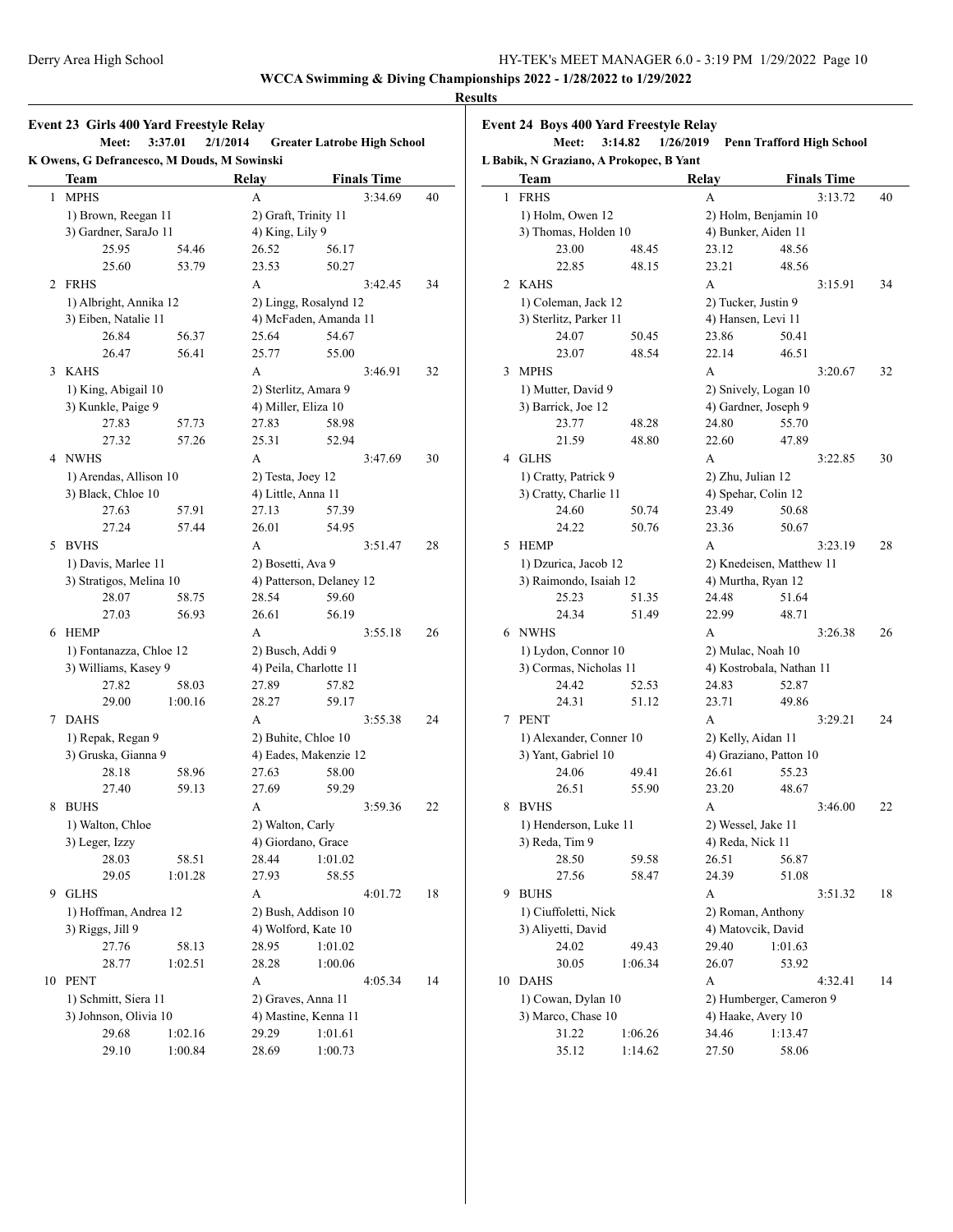## Results

### Event 23 Girls 400 Yard Freestyle Relay

**Meet: 3:37.01 2/1/2014 Greater Latrobe High School**
K Owens, G Defrancesco, M Douds, M Sowinski

| | Team | | Relay | Finals Time | |
|---|---|---|---|---|---|
| 1 | MPHS | | A | 3:34.69 | 40 |
| | 1) Brown, Reegan 11 | | 2) Graft, Trinity 11 | | |
| | 3) Gardner, SaraJo 11 | | 4) King, Lily 9 | | |
| | 25.95 | 54.46 | 26.52 | 56.17 | |
| | 25.60 | 53.79 | 23.53 | 50.27 | |
| 2 | FRHS | | A | 3:42.45 | 34 |
| | 1) Albright, Annika 12 | | 2) Lingg, Rosalynd 12 | | |
| | 3) Eiben, Natalie 11 | | 4) McFaden, Amanda 11 | | |
| | 26.84 | 56.37 | 25.64 | 54.67 | |
| | 26.47 | 56.41 | 25.77 | 55.00 | |
| 3 | KAHS | | A | 3:46.91 | 32 |
| | 1) King, Abigail 10 | | 2) Sterlitz, Amara 9 | | |
| | 3) Kunkle, Paige 9 | | 4) Miller, Eliza 10 | | |
| | 27.83 | 57.73 | 27.83 | 58.98 | |
| | 27.32 | 57.26 | 25.31 | 52.94 | |
| 4 | NWHS | | A | 3:47.69 | 30 |
| | 1) Arendas, Allison 10 | | 2) Testa, Joey 12 | | |
| | 3) Black, Chloe 10 | | 4) Little, Anna 11 | | |
| | 27.63 | 57.91 | 27.13 | 57.39 | |
| | 27.24 | 57.44 | 26.01 | 54.95 | |
| 5 | BVHS | | A | 3:51.47 | 28 |
| | 1) Davis, Marlee 11 | | 2) Bosetti, Ava 9 | | |
| | 3) Stratigos, Melina 10 | | 4) Patterson, Delaney 12 | | |
| | 28.07 | 58.75 | 28.54 | 59.60 | |
| | 27.03 | 56.93 | 26.61 | 56.19 | |
| 6 | HEMP | | A | 3:55.18 | 26 |
| | 1) Fontanazza, Chloe 12 | | 2) Busch, Addi 9 | | |
| | 3) Williams, Kasey 9 | | 4) Peila, Charlotte 11 | | |
| | 27.82 | 58.03 | 27.89 | 57.82 | |
| | 29.00 | 1:00.16 | 28.27 | 59.17 | |
| 7 | DAHS | | A | 3:55.38 | 24 |
| | 1) Repak, Regan 9 | | 2) Buhite, Chloe 10 | | |
| | 3) Gruska, Gianna 9 | | 4) Eades, Makenzie 12 | | |
| | 28.18 | 58.96 | 27.63 | 58.00 | |
| | 27.40 | 59.13 | 27.69 | 59.29 | |
| 8 | BUHS | | A | 3:59.36 | 22 |
| | 1) Walton, Chloe | | 2) Walton, Carly | | |
| | 3) Leger, Izzy | | 4) Giordano, Grace | | |
| | 28.03 | 58.51 | 28.44 | 1:01.02 | |
| | 29.05 | 1:01.28 | 27.93 | 58.55 | |
| 9 | GLHS | | A | 4:01.72 | 18 |
| | 1) Hoffman, Andrea 12 | | 2) Bush, Addison 10 | | |
| | 3) Riggs, Jill 9 | | 4) Wolford, Kate 10 | | |
| | 27.76 | 58.13 | 28.95 | 1:01.02 | |
| | 28.77 | 1:02.51 | 28.28 | 1:00.06 | |
| 10 | PENT | | A | 4:05.34 | 14 |
| | 1) Schmitt, Siera 11 | | 2) Graves, Anna 11 | | |
| | 3) Johnson, Olivia 10 | | 4) Mastine, Kenna 11 | | |
| | 29.68 | 1:02.16 | 29.29 | 1:01.61 | |
| | 29.10 | 1:00.84 | 28.69 | 1:00.73 | |

### Event 24 Boys 400 Yard Freestyle Relay

**Meet: 3:14.82 1/26/2019 Penn Trafford High School**
L Babik, N Graziano, A Prokopec, B Yant

| | Team | | Relay | Finals Time | |
|---|---|---|---|---|---|
| 1 | FRHS | | A | 3:13.72 | 40 |
| | 1) Holm, Owen 12 | | 2) Holm, Benjamin 10 | | |
| | 3) Thomas, Holden 10 | | 4) Bunker, Aiden 11 | | |
| | 23.00 | 48.45 | 23.12 | 48.56 | |
| | 22.85 | 48.15 | 23.21 | 48.56 | |
| 2 | KAHS | | A | 3:15.91 | 34 |
| | 1) Coleman, Jack 12 | | 2) Tucker, Justin 9 | | |
| | 3) Sterlitz, Parker 11 | | 4) Hansen, Levi 11 | | |
| | 24.07 | 50.45 | 23.86 | 50.41 | |
| | 23.07 | 48.54 | 22.14 | 46.51 | |
| 3 | MPHS | | A | 3:20.67 | 32 |
| | 1) Mutter, David 9 | | 2) Snively, Logan 10 | | |
| | 3) Barrick, Joe 12 | | 4) Gardner, Joseph 9 | | |
| | 23.77 | 48.28 | 24.80 | 55.70 | |
| | 21.59 | 48.80 | 22.60 | 47.89 | |
| 4 | GLHS | | A | 3:22.85 | 30 |
| | 1) Cratty, Patrick 9 | | 2) Zhu, Julian 12 | | |
| | 3) Cratty, Charlie 11 | | 4) Spehar, Colin 12 | | |
| | 24.60 | 50.74 | 23.49 | 50.68 | |
| | 24.22 | 50.76 | 23.36 | 50.67 | |
| 5 | HEMP | | A | 3:23.19 | 28 |
| | 1) Dzurica, Jacob 12 | | 2) Knedeisen, Matthew 11 | | |
| | 3) Raimondo, Isaiah 12 | | 4) Murtha, Ryan 12 | | |
| | 25.23 | 51.35 | 24.48 | 51.64 | |
| | 24.34 | 51.49 | 22.99 | 48.71 | |
| 6 | NWHS | | A | 3:26.38 | 26 |
| | 1) Lydon, Connor 10 | | 2) Mulac, Noah 10 | | |
| | 3) Cormas, Nicholas 11 | | 4) Kostrobala, Nathan 11 | | |
| | 24.42 | 52.53 | 24.83 | 52.87 | |
| | 24.31 | 51.12 | 23.71 | 49.86 | |
| 7 | PENT | | A | 3:29.21 | 24 |
| | 1) Alexander, Conner 10 | | 2) Kelly, Aidan 11 | | |
| | 3) Yant, Gabriel 10 | | 4) Graziano, Patton 10 | | |
| | 24.06 | 49.41 | 26.61 | 55.23 | |
| | 26.51 | 55.90 | 23.20 | 48.67 | |
| 8 | BVHS | | A | 3:46.00 | 22 |
| | 1) Henderson, Luke 11 | | 2) Wessel, Jake 11 | | |
| | 3) Reda, Tim 9 | | 4) Reda, Nick 11 | | |
| | 28.50 | 59.58 | 26.51 | 56.87 | |
| | 27.56 | 58.47 | 24.39 | 51.08 | |
| 9 | BUHS | | A | 3:51.32 | 18 |
| | 1) Ciuffoletti, Nick | | 2) Roman, Anthony | | |
| | 3) Aliyetti, David | | 4) Matovcik, David | | |
| | 24.02 | 49.43 | 29.40 | 1:01.63 | |
| | 30.05 | 1:06.34 | 26.07 | 53.92 | |
| 10 | DAHS | | A | 4:32.41 | 14 |
| | 1) Cowan, Dylan 10 | | 2) Humberger, Cameron 9 | | |
| | 3) Marco, Chase 10 | | 4) Haake, Avery 10 | | |
| | 31.22 | 1:06.26 | 34.46 | 1:13.47 | |
| | 35.12 | 1:14.62 | 27.50 | 58.06 | |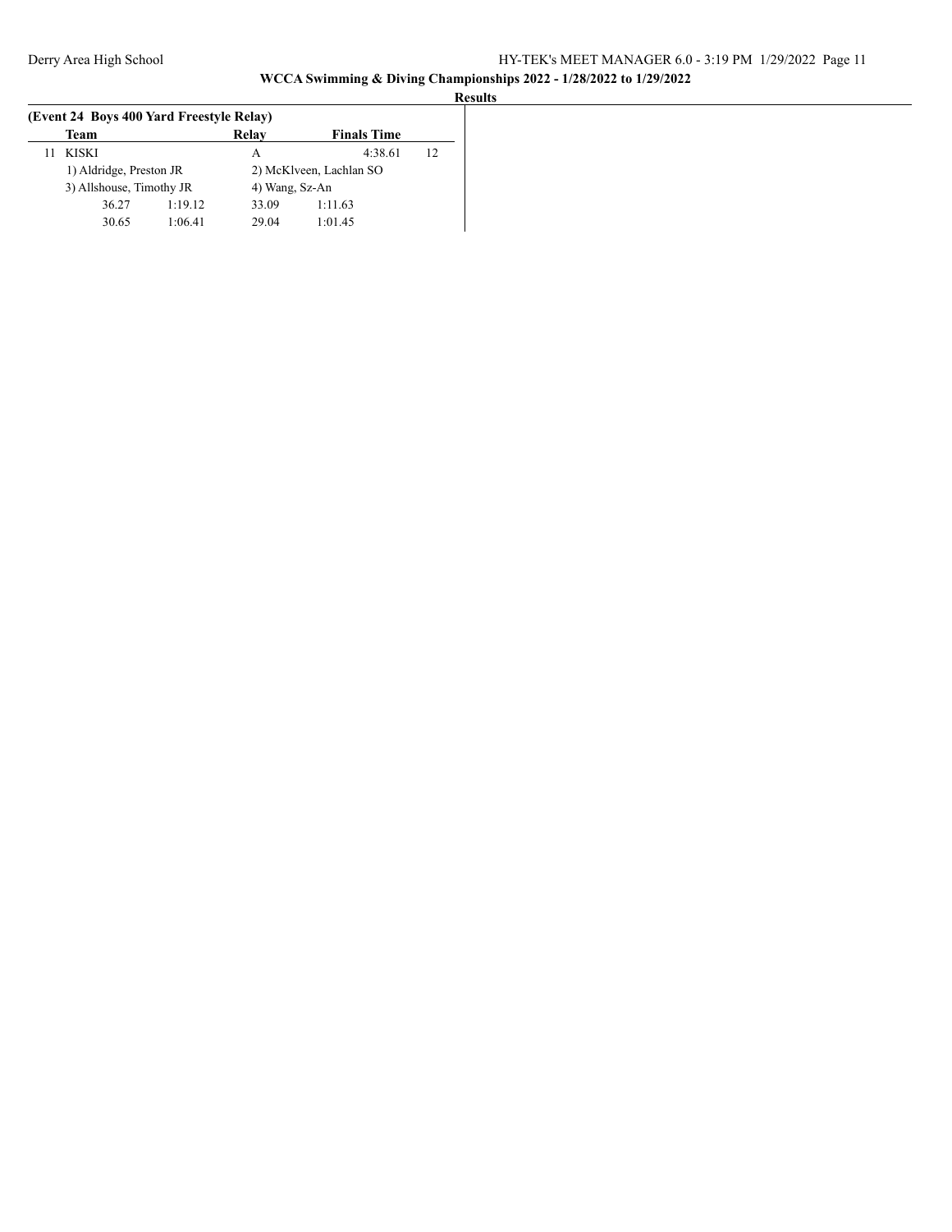**Results**

**(Event 24 Boys 400 Yard Freestyle Relay)**

| | Team | Relay | Finals Time | |
|---|---|---|---|---|
| 11 | KISKI | A | 4:38.61 | 12 |

1) Aldridge, Preston JR 2) McKlveen, Lachlan SO
3) Allshouse, Timothy JR 4) Wang, Sz-An

| | | | |
|---|---|---|---|
| 36.27 | 1:19.12 | 33.09 | 1:11.63 |
| 30.65 | 1:06.41 | 29.04 | 1:01.45 |